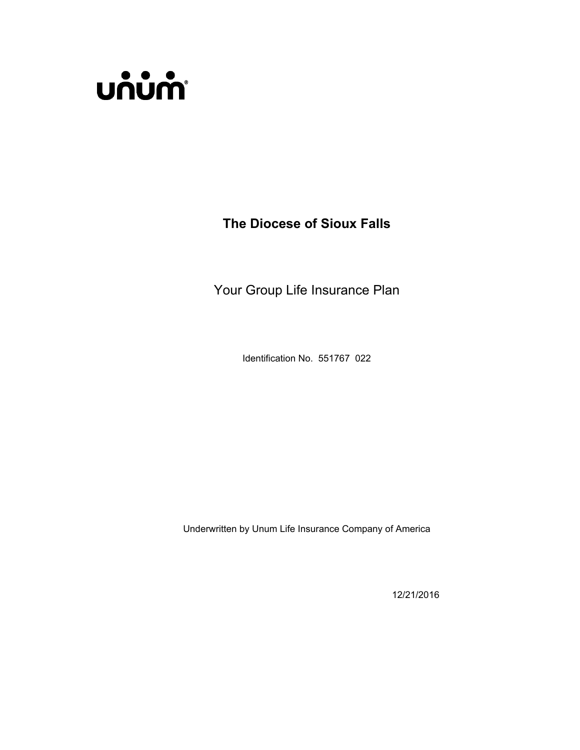unum®

# The Diocese of Sioux Falls

## Your Group Life Insurance Plan

Identification No. 551767 022

Underwritten by Unum Life Insurance Company of America

12/21/2016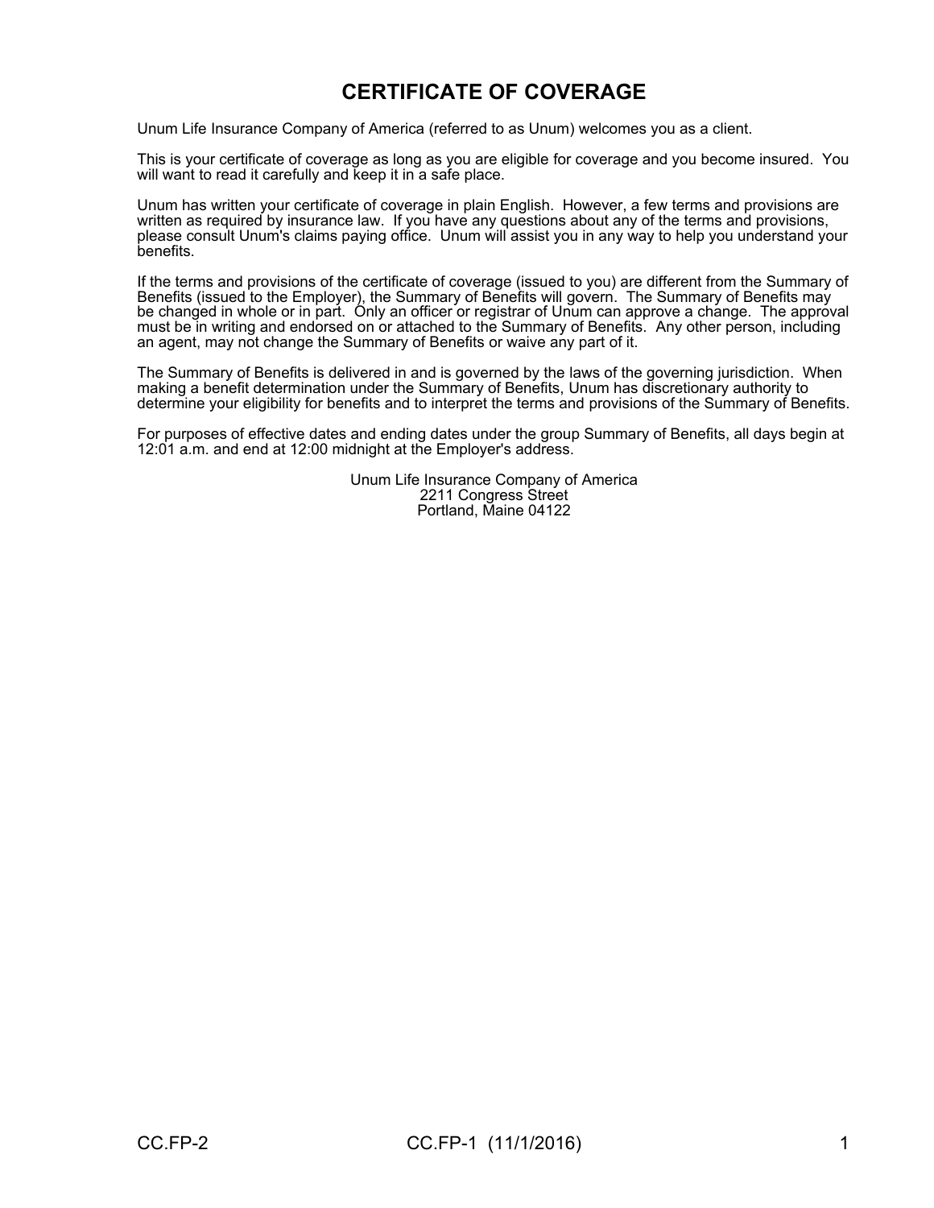# CERTIFICATE OF COVERAGE

Unum Life Insurance Company of America (referred to as Unum) welcomes you as a client.

This is your certificate of coverage as long as you are eligible for coverage and you become insured. You will want to read it carefully and keep it in a safe place.

Unum has written your certificate of coverage in plain English. However, a few terms and provisions are written as required by insurance law. If you have any questions about any of the terms and provisions, please consult Unum's claims paying office. Unum will assist you in any way to help you understand your benefits.

If the terms and provisions of the certificate of coverage (issued to you) are different from the Summary of Benefits (issued to the Employer), the Summary of Benefits will govern. The Summary of Benefits may be changed in whole or in part. Only an officer or registrar of Unum can approve a change. The approval must be in writing and endorsed on or attached to the Summary of Benefits. Any other person, including an agent, may not change the Summary of Benefits or waive any part of it.

The Summary of Benefits is delivered in and is governed by the laws of the governing jurisdiction. When making a benefit determination under the Summary of Benefits, Unum has discretionary authority to determine your eligibility for benefits and to interpret the terms and provisions of the Summary of Benefits.

For purposes of effective dates and ending dates under the group Summary of Benefits, all days begin at 12:01 a.m. and end at 12:00 midnight at the Employer's address.

Unum Life Insurance Company of America
2211 Congress Street
Portland, Maine 04122

CC.FP-2 CC.FP-1 (11/1/2016)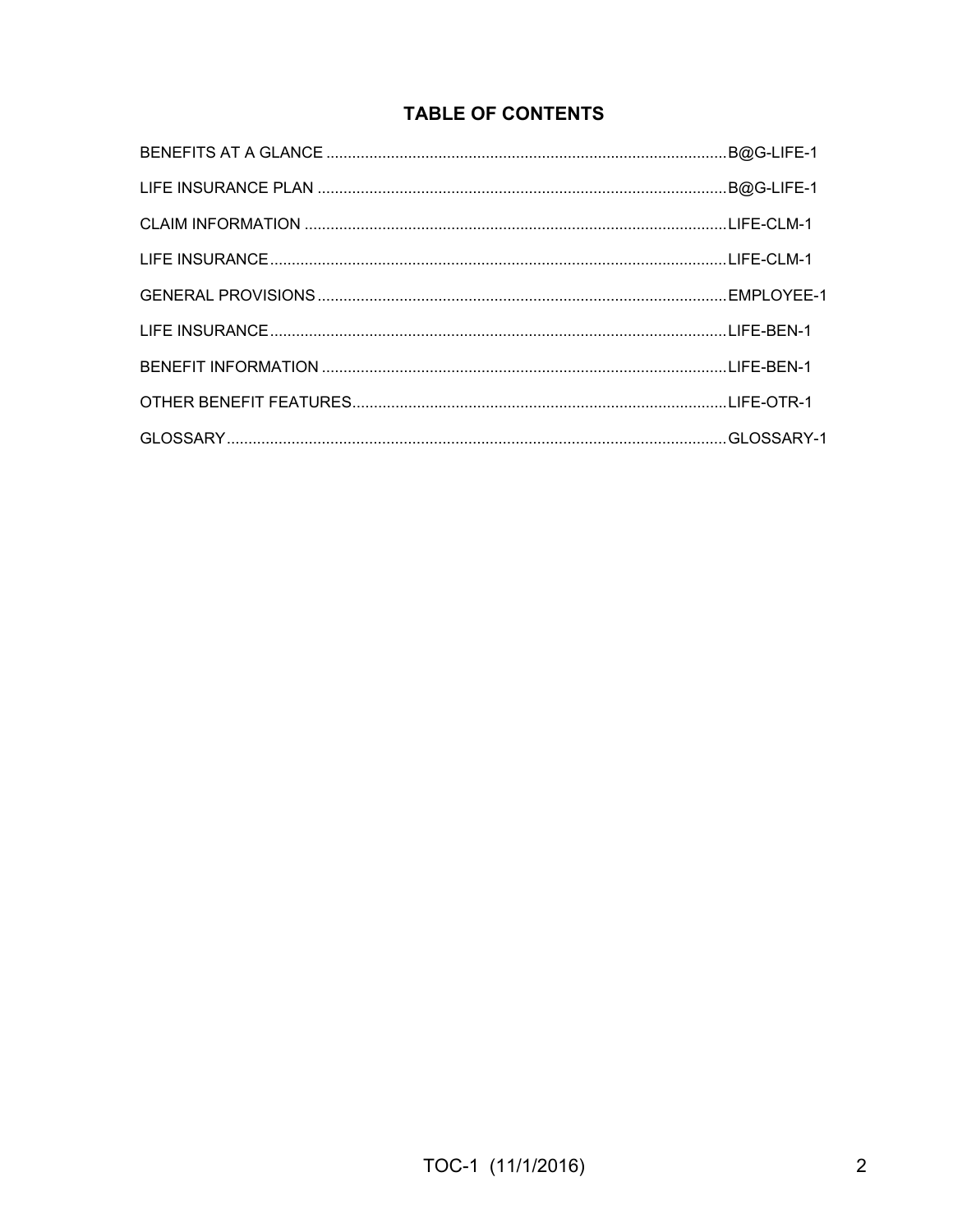## TABLE OF CONTENTS

| | |
|---|---|
| BENEFITS AT A GLANCE | B@G-LIFE-1 |
| LIFE INSURANCE PLAN | B@G-LIFE-1 |
| CLAIM INFORMATION | LIFE-CLM-1 |
| LIFE INSURANCE | LIFE-CLM-1 |
| GENERAL PROVISIONS | EMPLOYEE-1 |
| LIFE INSURANCE | LIFE-BEN-1 |
| BENEFIT INFORMATION | LIFE-BEN-1 |
| OTHER BENEFIT FEATURES | LIFE-OTR-1 |
| GLOSSARY | GLOSSARY-1 |

TOC-1 (11/1/2016)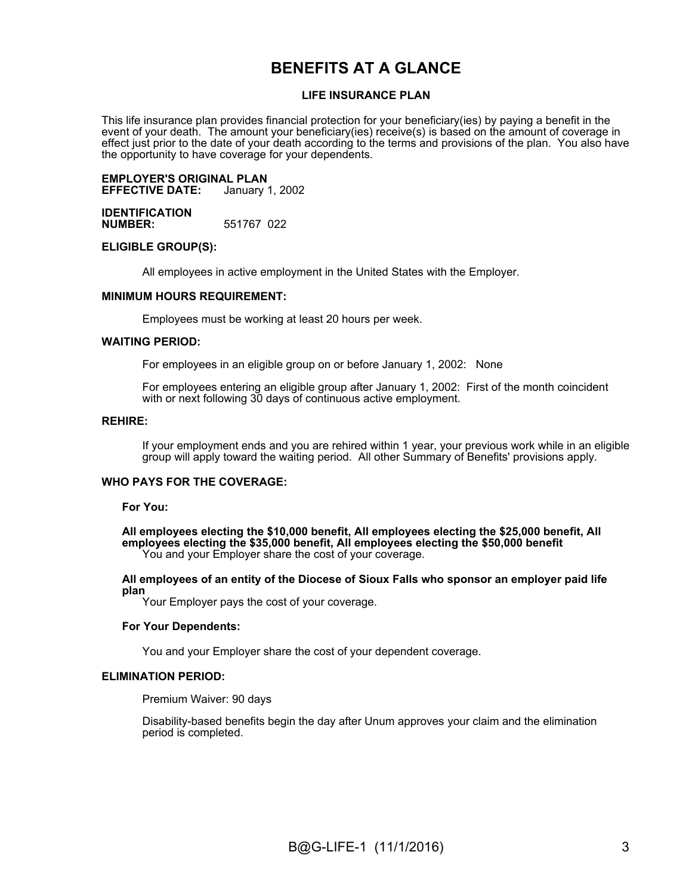# BENEFITS AT A GLANCE

## LIFE INSURANCE PLAN

This life insurance plan provides financial protection for your beneficiary(ies) by paying a benefit in the event of your death. The amount your beneficiary(ies) receive(s) is based on the amount of coverage in effect just prior to the date of your death according to the terms and provisions of the plan. You also have the opportunity to have coverage for your dependents.

**EMPLOYER'S ORIGINAL PLAN EFFECTIVE DATE:** January 1, 2002

**IDENTIFICATION NUMBER:** 551767 022

**ELIGIBLE GROUP(S):**

All employees in active employment in the United States with the Employer.

**MINIMUM HOURS REQUIREMENT:**

Employees must be working at least 20 hours per week.

**WAITING PERIOD:**

For employees in an eligible group on or before January 1, 2002: None

For employees entering an eligible group after January 1, 2002: First of the month coincident with or next following 30 days of continuous active employment.

**REHIRE:**

If your employment ends and you are rehired within 1 year, your previous work while in an eligible group will apply toward the waiting period. All other Summary of Benefits' provisions apply.

**WHO PAYS FOR THE COVERAGE:**

**For You:**

**All employees electing the $10,000 benefit, All employees electing the $25,000 benefit, All employees electing the $35,000 benefit, All employees electing the $50,000 benefit**
You and your Employer share the cost of your coverage.

**All employees of an entity of the Diocese of Sioux Falls who sponsor an employer paid life plan**
Your Employer pays the cost of your coverage.

**For Your Dependents:**

You and your Employer share the cost of your dependent coverage.

**ELIMINATION PERIOD:**

Premium Waiver: 90 days

Disability-based benefits begin the day after Unum approves your claim and the elimination period is completed.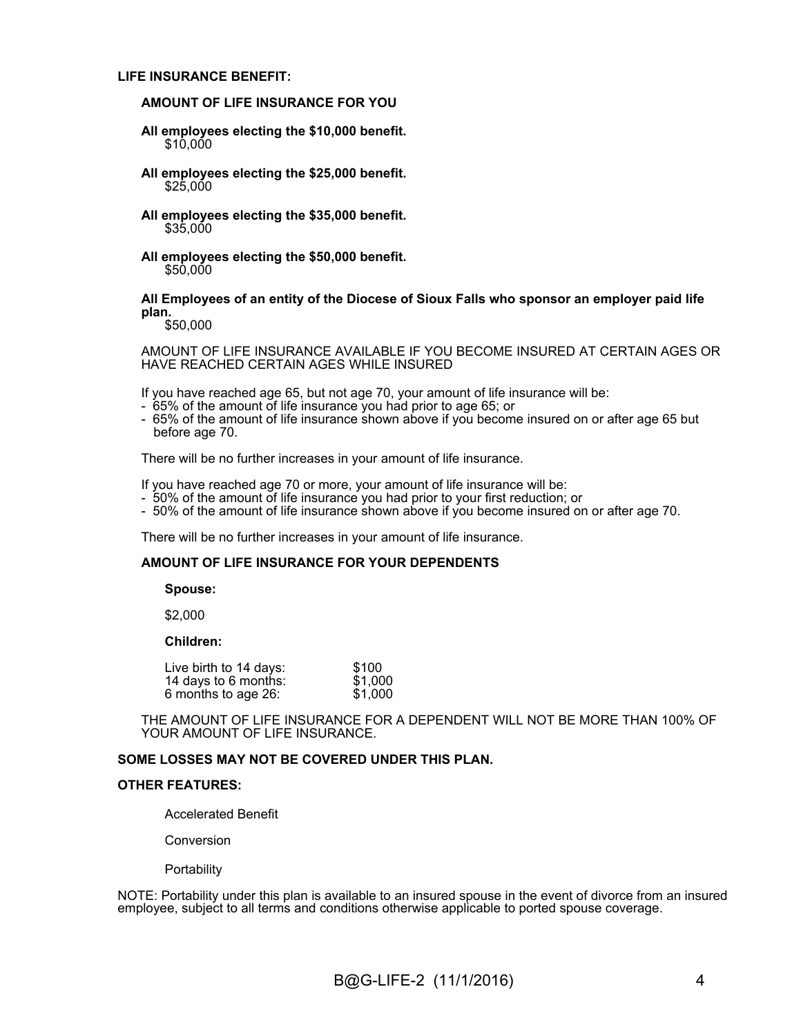**LIFE INSURANCE BENEFIT:**

**AMOUNT OF LIFE INSURANCE FOR YOU**

**All employees electing the $10,000 benefit.**
$10,000

**All employees electing the $25,000 benefit.**
$25,000

**All employees electing the $35,000 benefit.**
$35,000

**All employees electing the $50,000 benefit.**
$50,000

**All Employees of an entity of the Diocese of Sioux Falls who sponsor an employer paid life plan.**
$50,000

AMOUNT OF LIFE INSURANCE AVAILABLE IF YOU BECOME INSURED AT CERTAIN AGES OR HAVE REACHED CERTAIN AGES WHILE INSURED

If you have reached age 65, but not age 70, your amount of life insurance will be:

- 65% of the amount of life insurance you had prior to age 65; or
- 65% of the amount of life insurance shown above if you become insured on or after age 65 but before age 70.

There will be no further increases in your amount of life insurance.

If you have reached age 70 or more, your amount of life insurance will be:

- 50% of the amount of life insurance you had prior to your first reduction; or
- 50% of the amount of life insurance shown above if you become insured on or after age 70.

There will be no further increases in your amount of life insurance.

**AMOUNT OF LIFE INSURANCE FOR YOUR DEPENDENTS**

**Spouse:**

$2,000

**Children:**

| | |
|---|---|
| Live birth to 14 days: | $100 |
| 14 days to 6 months: | $1,000 |
| 6 months to age 26: | $1,000 |

THE AMOUNT OF LIFE INSURANCE FOR A DEPENDENT WILL NOT BE MORE THAN 100% OF YOUR AMOUNT OF LIFE INSURANCE.

**SOME LOSSES MAY NOT BE COVERED UNDER THIS PLAN.**

**OTHER FEATURES:**

Accelerated Benefit

Conversion

Portability

NOTE: Portability under this plan is available to an insured spouse in the event of divorce from an insured employee, subject to all terms and conditions otherwise applicable to ported spouse coverage.

B@G-LIFE-2 (11/1/2016)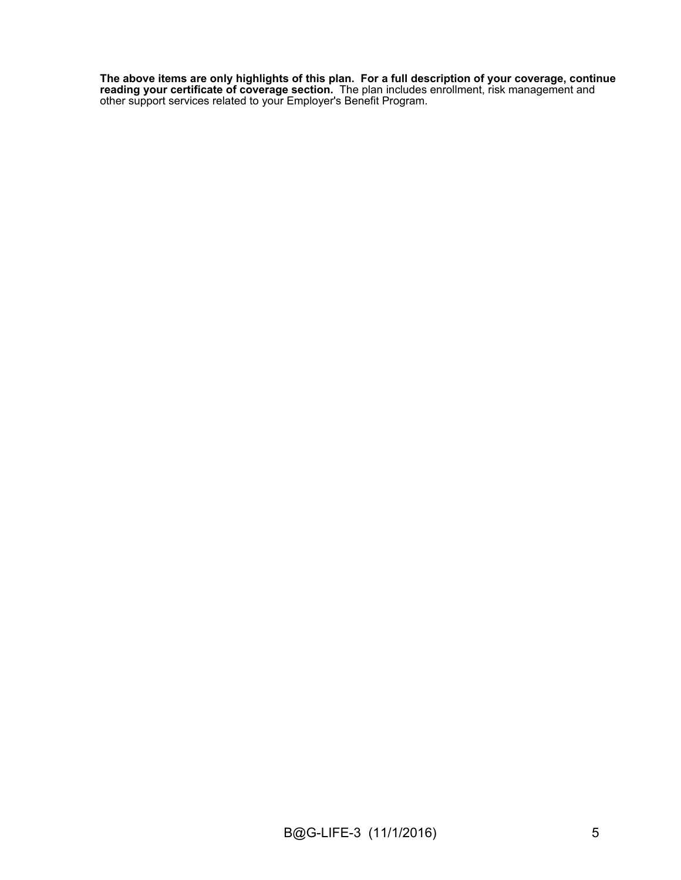**The above items are only highlights of this plan. For a full description of your coverage, continue reading your certificate of coverage section.** The plan includes enrollment, risk management and other support services related to your Employer's Benefit Program.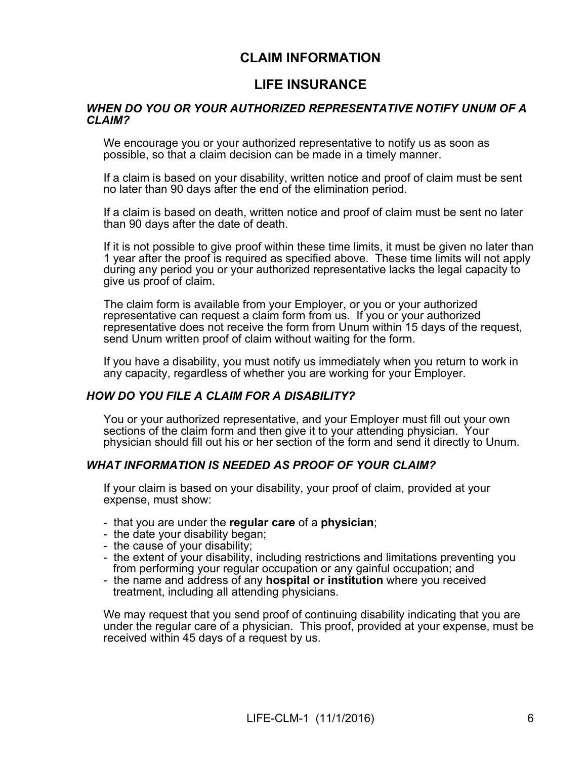# CLAIM INFORMATION

## LIFE INSURANCE

### *WHEN DO YOU OR YOUR AUTHORIZED REPRESENTATIVE NOTIFY UNUM OF A CLAIM?*

We encourage you or your authorized representative to notify us as soon as possible, so that a claim decision can be made in a timely manner.

If a claim is based on your disability, written notice and proof of claim must be sent no later than 90 days after the end of the elimination period.

If a claim is based on death, written notice and proof of claim must be sent no later than 90 days after the date of death.

If it is not possible to give proof within these time limits, it must be given no later than 1 year after the proof is required as specified above. These time limits will not apply during any period you or your authorized representative lacks the legal capacity to give us proof of claim.

The claim form is available from your Employer, or you or your authorized representative can request a claim form from us. If you or your authorized representative does not receive the form from Unum within 15 days of the request, send Unum written proof of claim without waiting for the form.

If you have a disability, you must notify us immediately when you return to work in any capacity, regardless of whether you are working for your Employer.

### *HOW DO YOU FILE A CLAIM FOR A DISABILITY?*

You or your authorized representative, and your Employer must fill out your own sections of the claim form and then give it to your attending physician. Your physician should fill out his or her section of the form and send it directly to Unum.

### *WHAT INFORMATION IS NEEDED AS PROOF OF YOUR CLAIM?*

If your claim is based on your disability, your proof of claim, provided at your expense, must show:

- that you are under the **regular care** of a **physician**;
- the date your disability began;
- the cause of your disability;
- the extent of your disability, including restrictions and limitations preventing you from performing your regular occupation or any gainful occupation; and
- the name and address of any **hospital or institution** where you received treatment, including all attending physicians.

We may request that you send proof of continuing disability indicating that you are under the regular care of a physician. This proof, provided at your expense, must be received within 45 days of a request by us.

LIFE-CLM-1 (11/1/2016)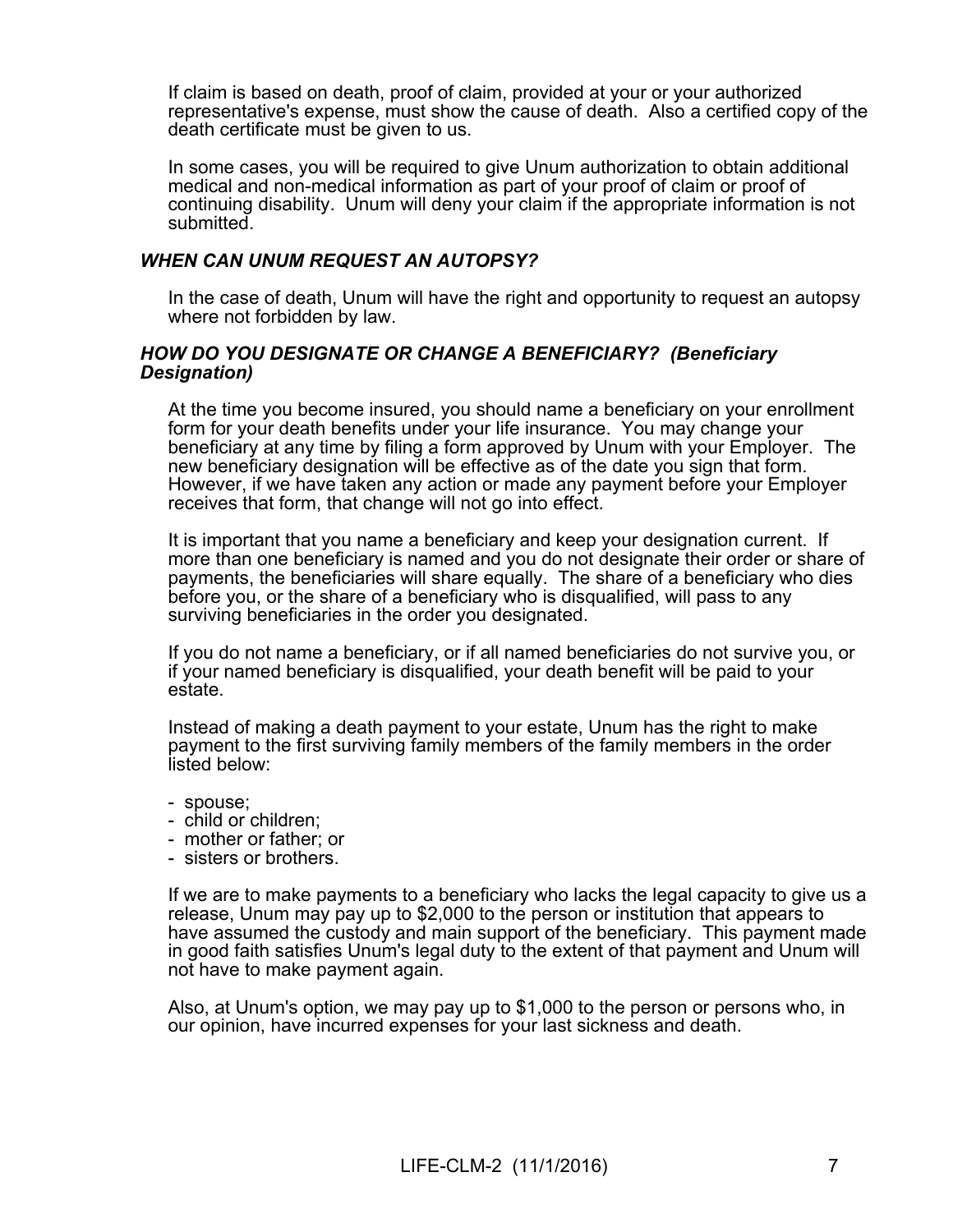If claim is based on death, proof of claim, provided at your or your authorized representative's expense, must show the cause of death. Also a certified copy of the death certificate must be given to us.

In some cases, you will be required to give Unum authorization to obtain additional medical and non-medical information as part of your proof of claim or proof of continuing disability. Unum will deny your claim if the appropriate information is not submitted.

### *WHEN CAN UNUM REQUEST AN AUTOPSY?*

In the case of death, Unum will have the right and opportunity to request an autopsy where not forbidden by law.

### *HOW DO YOU DESIGNATE OR CHANGE A BENEFICIARY? (Beneficiary Designation)*

At the time you become insured, you should name a beneficiary on your enrollment form for your death benefits under your life insurance. You may change your beneficiary at any time by filing a form approved by Unum with your Employer. The new beneficiary designation will be effective as of the date you sign that form. However, if we have taken any action or made any payment before your Employer receives that form, that change will not go into effect.

It is important that you name a beneficiary and keep your designation current. If more than one beneficiary is named and you do not designate their order or share of payments, the beneficiaries will share equally. The share of a beneficiary who dies before you, or the share of a beneficiary who is disqualified, will pass to any surviving beneficiaries in the order you designated.

If you do not name a beneficiary, or if all named beneficiaries do not survive you, or if your named beneficiary is disqualified, your death benefit will be paid to your estate.

Instead of making a death payment to your estate, Unum has the right to make payment to the first surviving family members of the family members in the order listed below:

- spouse;
- child or children;
- mother or father; or
- sisters or brothers.

If we are to make payments to a beneficiary who lacks the legal capacity to give us a release, Unum may pay up to $2,000 to the person or institution that appears to have assumed the custody and main support of the beneficiary. This payment made in good faith satisfies Unum's legal duty to the extent of that payment and Unum will not have to make payment again.

Also, at Unum's option, we may pay up to $1,000 to the person or persons who, in our opinion, have incurred expenses for your last sickness and death.

LIFE-CLM-2 (11/1/2016)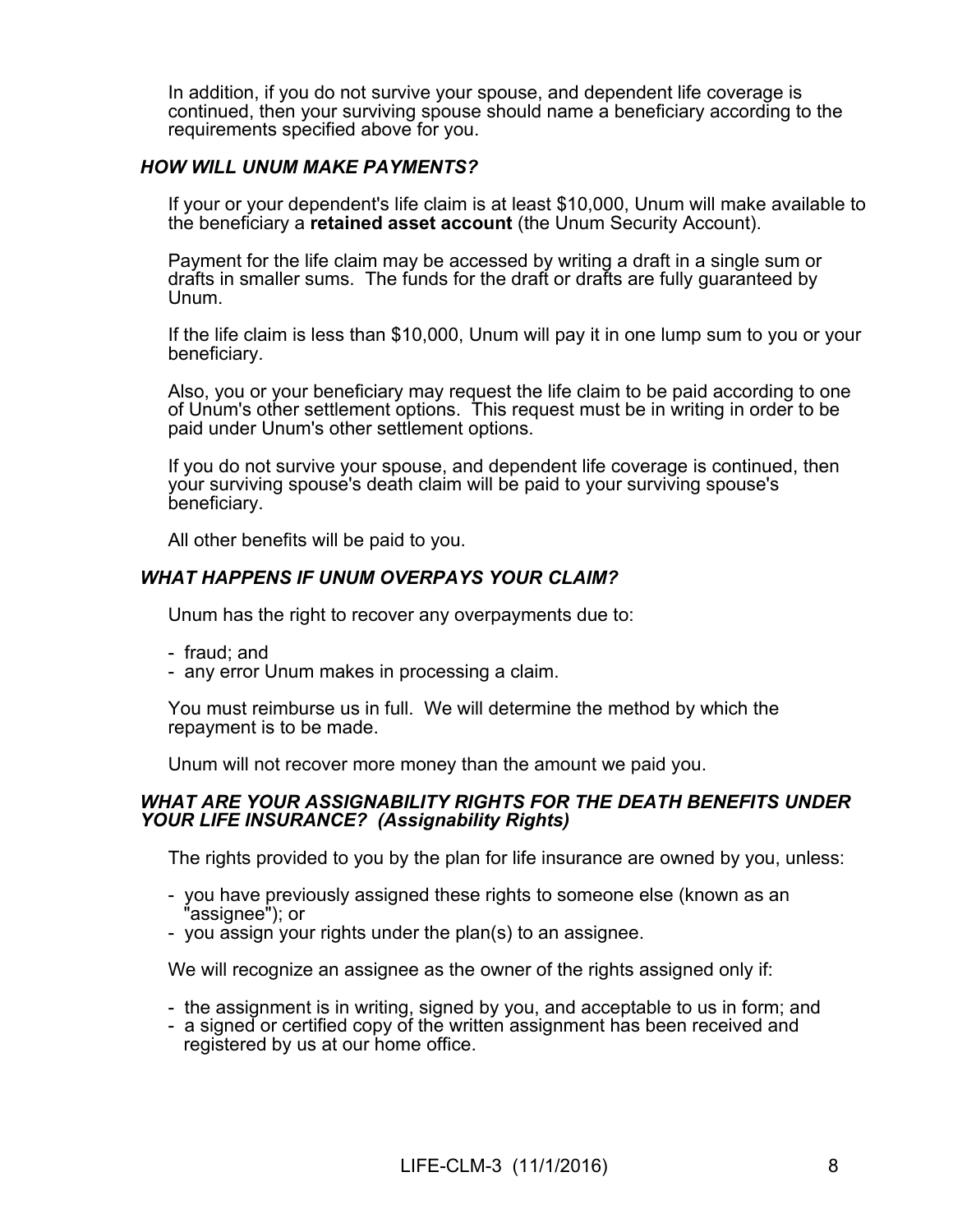In addition, if you do not survive your spouse, and dependent life coverage is continued, then your surviving spouse should name a beneficiary according to the requirements specified above for you.

### *HOW WILL UNUM MAKE PAYMENTS?*

If your or your dependent's life claim is at least $10,000, Unum will make available to the beneficiary a **retained asset account** (the Unum Security Account).

Payment for the life claim may be accessed by writing a draft in a single sum or drafts in smaller sums. The funds for the draft or drafts are fully guaranteed by Unum.

If the life claim is less than $10,000, Unum will pay it in one lump sum to you or your beneficiary.

Also, you or your beneficiary may request the life claim to be paid according to one of Unum's other settlement options. This request must be in writing in order to be paid under Unum's other settlement options.

If you do not survive your spouse, and dependent life coverage is continued, then your surviving spouse's death claim will be paid to your surviving spouse's beneficiary.

All other benefits will be paid to you.

### *WHAT HAPPENS IF UNUM OVERPAYS YOUR CLAIM?*

Unum has the right to recover any overpayments due to:

- fraud; and
- any error Unum makes in processing a claim.

You must reimburse us in full. We will determine the method by which the repayment is to be made.

Unum will not recover more money than the amount we paid you.

### *WHAT ARE YOUR ASSIGNABILITY RIGHTS FOR THE DEATH BENEFITS UNDER YOUR LIFE INSURANCE? (Assignability Rights)*

The rights provided to you by the plan for life insurance are owned by you, unless:

- you have previously assigned these rights to someone else (known as an "assignee"); or
- you assign your rights under the plan(s) to an assignee.

We will recognize an assignee as the owner of the rights assigned only if:

- the assignment is in writing, signed by you, and acceptable to us in form; and
- a signed or certified copy of the written assignment has been received and registered by us at our home office.

LIFE-CLM-3 (11/1/2016)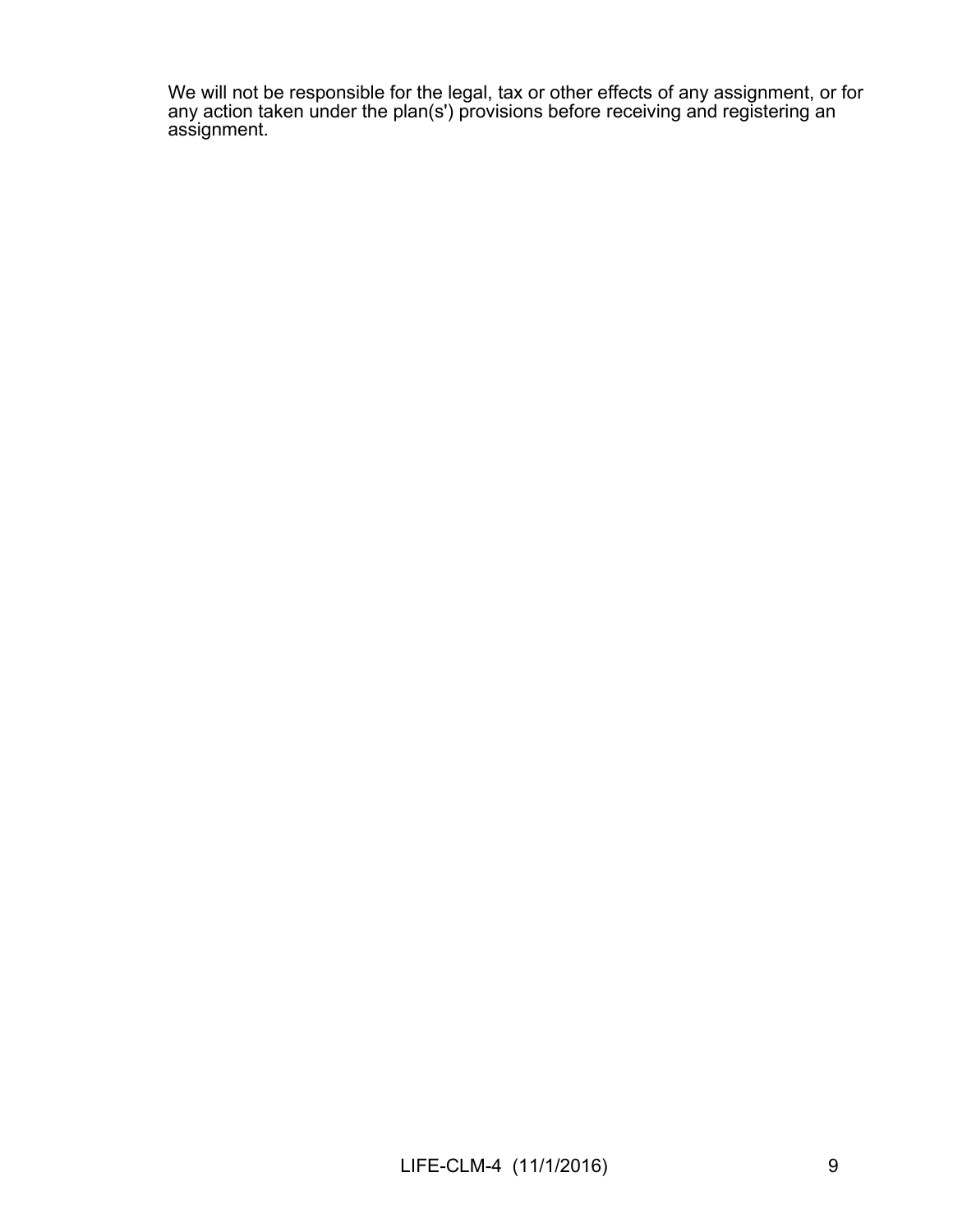We will not be responsible for the legal, tax or other effects of any assignment, or for any action taken under the plan(s') provisions before receiving and registering an assignment.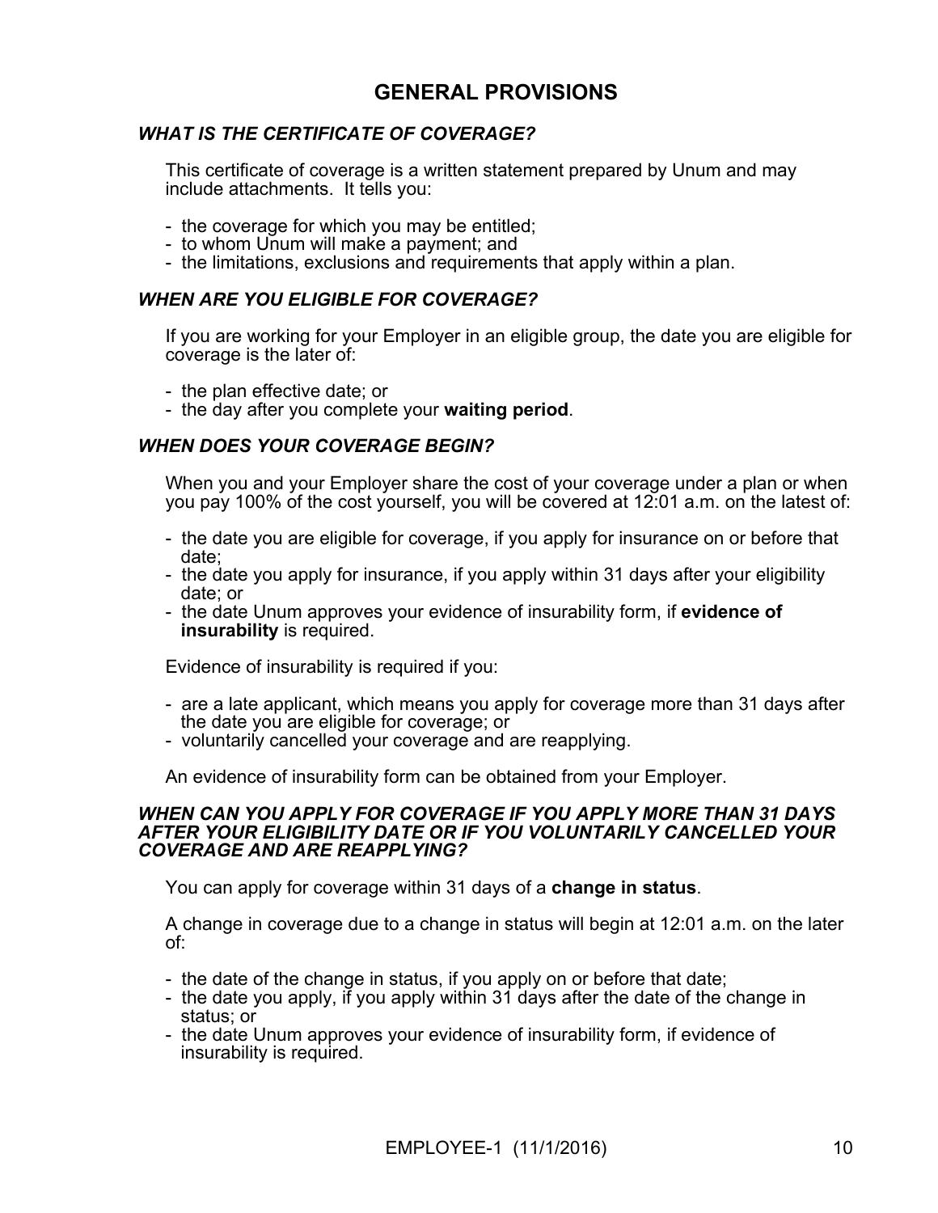# GENERAL PROVISIONS

### *WHAT IS THE CERTIFICATE OF COVERAGE?*

This certificate of coverage is a written statement prepared by Unum and may include attachments. It tells you:

- the coverage for which you may be entitled;
- to whom Unum will make a payment; and
- the limitations, exclusions and requirements that apply within a plan.

### *WHEN ARE YOU ELIGIBLE FOR COVERAGE?*

If you are working for your Employer in an eligible group, the date you are eligible for coverage is the later of:

- the plan effective date; or
- the day after you complete your **waiting period**.

### *WHEN DOES YOUR COVERAGE BEGIN?*

When you and your Employer share the cost of your coverage under a plan or when you pay 100% of the cost yourself, you will be covered at 12:01 a.m. on the latest of:

- the date you are eligible for coverage, if you apply for insurance on or before that date;
- the date you apply for insurance, if you apply within 31 days after your eligibility date; or
- the date Unum approves your evidence of insurability form, if **evidence of insurability** is required.

Evidence of insurability is required if you:

- are a late applicant, which means you apply for coverage more than 31 days after the date you are eligible for coverage; or
- voluntarily cancelled your coverage and are reapplying.

An evidence of insurability form can be obtained from your Employer.

### *WHEN CAN YOU APPLY FOR COVERAGE IF YOU APPLY MORE THAN 31 DAYS AFTER YOUR ELIGIBILITY DATE OR IF YOU VOLUNTARILY CANCELLED YOUR COVERAGE AND ARE REAPPLYING?*

You can apply for coverage within 31 days of a **change in status**.

A change in coverage due to a change in status will begin at 12:01 a.m. on the later of:

- the date of the change in status, if you apply on or before that date;
- the date you apply, if you apply within 31 days after the date of the change in status; or
- the date Unum approves your evidence of insurability form, if evidence of insurability is required.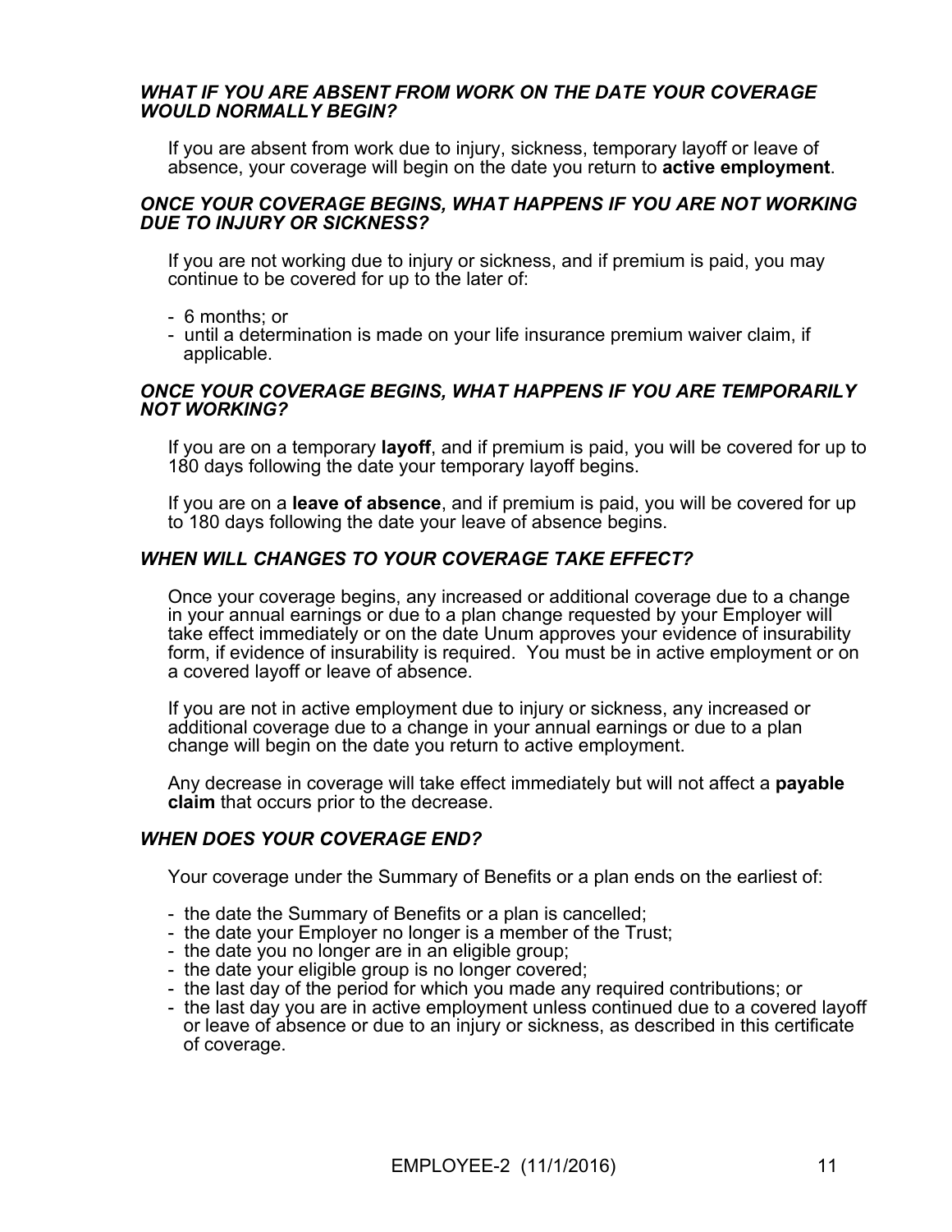### *WHAT IF YOU ARE ABSENT FROM WORK ON THE DATE YOUR COVERAGE WOULD NORMALLY BEGIN?*

If you are absent from work due to injury, sickness, temporary layoff or leave of absence, your coverage will begin on the date you return to **active employment**.

### *ONCE YOUR COVERAGE BEGINS, WHAT HAPPENS IF YOU ARE NOT WORKING DUE TO INJURY OR SICKNESS?*

If you are not working due to injury or sickness, and if premium is paid, you may continue to be covered for up to the later of:

- 6 months; or
- until a determination is made on your life insurance premium waiver claim, if applicable.

### *ONCE YOUR COVERAGE BEGINS, WHAT HAPPENS IF YOU ARE TEMPORARILY NOT WORKING?*

If you are on a temporary **layoff**, and if premium is paid, you will be covered for up to 180 days following the date your temporary layoff begins.

If you are on a **leave of absence**, and if premium is paid, you will be covered for up to 180 days following the date your leave of absence begins.

### *WHEN WILL CHANGES TO YOUR COVERAGE TAKE EFFECT?*

Once your coverage begins, any increased or additional coverage due to a change in your annual earnings or due to a plan change requested by your Employer will take effect immediately or on the date Unum approves your evidence of insurability form, if evidence of insurability is required. You must be in active employment or on a covered layoff or leave of absence.

If you are not in active employment due to injury or sickness, any increased or additional coverage due to a change in your annual earnings or due to a plan change will begin on the date you return to active employment.

Any decrease in coverage will take effect immediately but will not affect a **payable claim** that occurs prior to the decrease.

### *WHEN DOES YOUR COVERAGE END?*

Your coverage under the Summary of Benefits or a plan ends on the earliest of:

- the date the Summary of Benefits or a plan is cancelled;
- the date your Employer no longer is a member of the Trust;
- the date you no longer are in an eligible group;
- the date your eligible group is no longer covered;
- the last day of the period for which you made any required contributions; or
- the last day you are in active employment unless continued due to a covered layoff or leave of absence or due to an injury or sickness, as described in this certificate of coverage.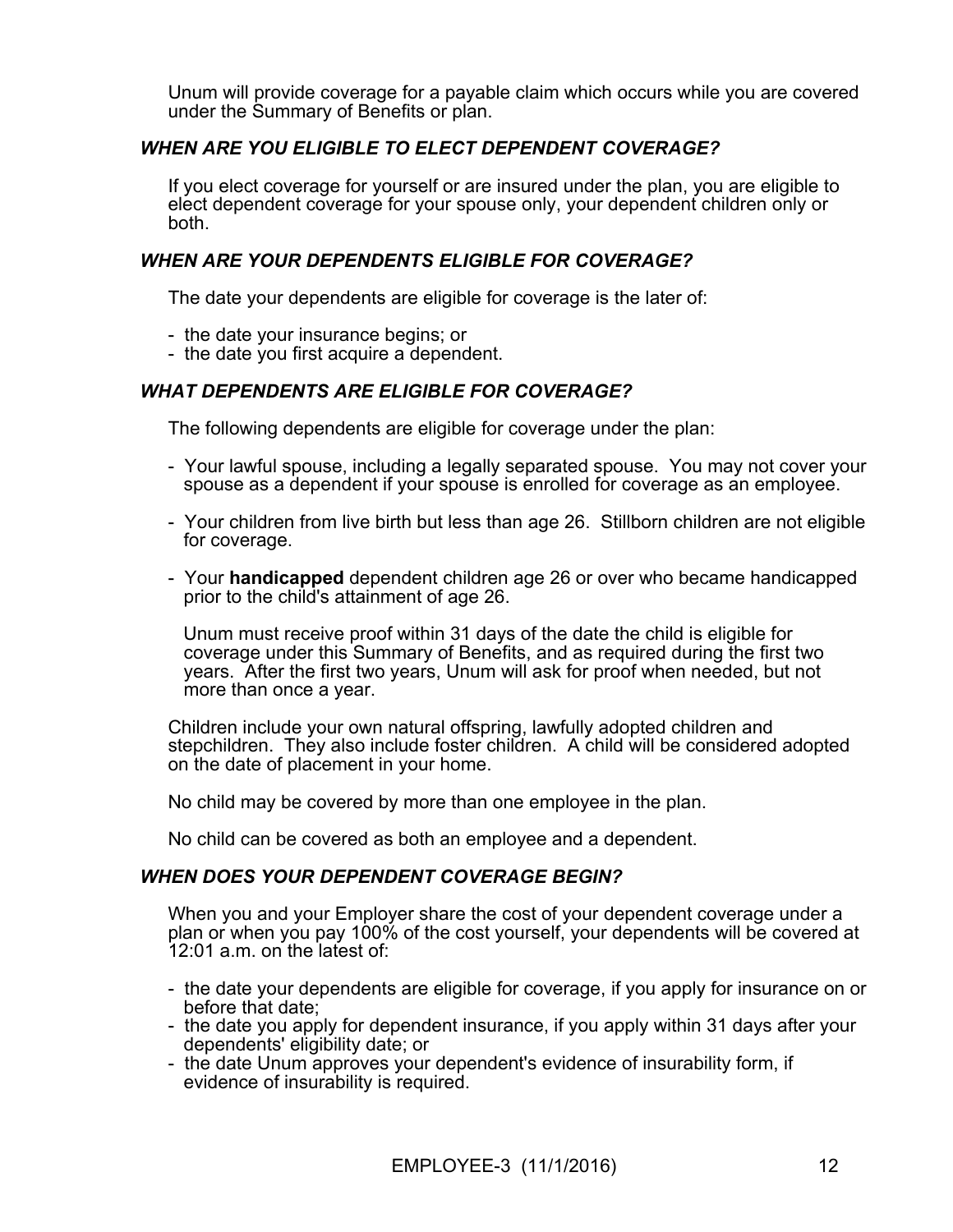Unum will provide coverage for a payable claim which occurs while you are covered under the Summary of Benefits or plan.

### *WHEN ARE YOU ELIGIBLE TO ELECT DEPENDENT COVERAGE?*

If you elect coverage for yourself or are insured under the plan, you are eligible to elect dependent coverage for your spouse only, your dependent children only or both.

### *WHEN ARE YOUR DEPENDENTS ELIGIBLE FOR COVERAGE?*

The date your dependents are eligible for coverage is the later of:

- the date your insurance begins; or
- the date you first acquire a dependent.

### *WHAT DEPENDENTS ARE ELIGIBLE FOR COVERAGE?*

The following dependents are eligible for coverage under the plan:

- Your lawful spouse, including a legally separated spouse. You may not cover your spouse as a dependent if your spouse is enrolled for coverage as an employee.

- Your children from live birth but less than age 26. Stillborn children are not eligible for coverage.

- Your **handicapped** dependent children age 26 or over who became handicapped prior to the child's attainment of age 26.

  Unum must receive proof within 31 days of the date the child is eligible for coverage under this Summary of Benefits, and as required during the first two years. After the first two years, Unum will ask for proof when needed, but not more than once a year.

Children include your own natural offspring, lawfully adopted children and stepchildren. They also include foster children. A child will be considered adopted on the date of placement in your home.

No child may be covered by more than one employee in the plan.

No child can be covered as both an employee and a dependent.

### *WHEN DOES YOUR DEPENDENT COVERAGE BEGIN?*

When you and your Employer share the cost of your dependent coverage under a plan or when you pay 100% of the cost yourself, your dependents will be covered at 12:01 a.m. on the latest of:

- the date your dependents are eligible for coverage, if you apply for insurance on or before that date;
- the date you apply for dependent insurance, if you apply within 31 days after your dependents' eligibility date; or
- the date Unum approves your dependent's evidence of insurability form, if evidence of insurability is required.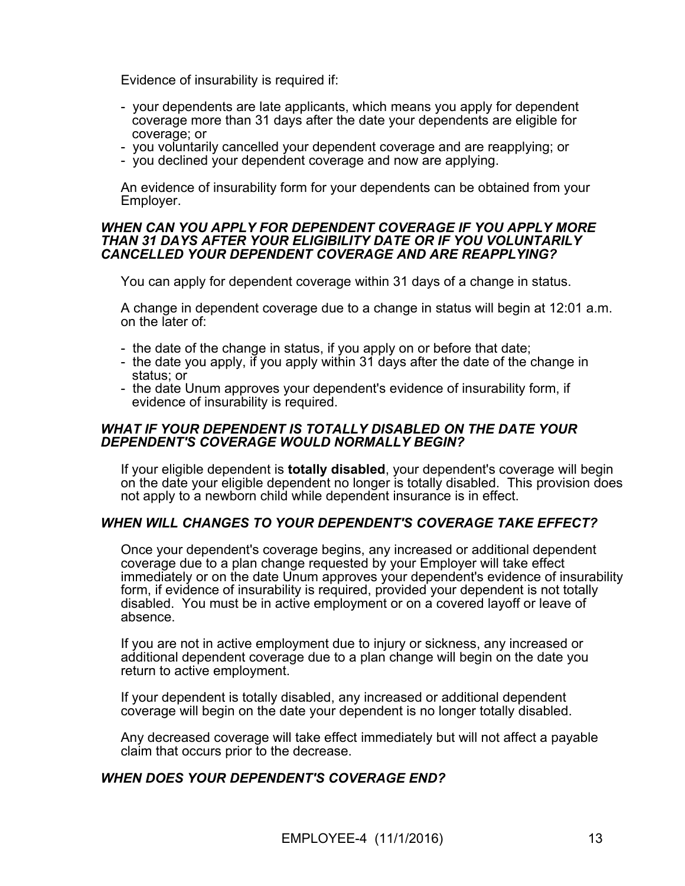Evidence of insurability is required if:

- your dependents are late applicants, which means you apply for dependent coverage more than 31 days after the date your dependents are eligible for coverage; or
- you voluntarily cancelled your dependent coverage and are reapplying; or
- you declined your dependent coverage and now are applying.

An evidence of insurability form for your dependents can be obtained from your Employer.

### *WHEN CAN YOU APPLY FOR DEPENDENT COVERAGE IF YOU APPLY MORE THAN 31 DAYS AFTER YOUR ELIGIBILITY DATE OR IF YOU VOLUNTARILY CANCELLED YOUR DEPENDENT COVERAGE AND ARE REAPPLYING?*

You can apply for dependent coverage within 31 days of a change in status.

A change in dependent coverage due to a change in status will begin at 12:01 a.m. on the later of:

- the date of the change in status, if you apply on or before that date;
- the date you apply, if you apply within 31 days after the date of the change in status; or
- the date Unum approves your dependent's evidence of insurability form, if evidence of insurability is required.

### *WHAT IF YOUR DEPENDENT IS TOTALLY DISABLED ON THE DATE YOUR DEPENDENT'S COVERAGE WOULD NORMALLY BEGIN?*

If your eligible dependent is **totally disabled**, your dependent's coverage will begin on the date your eligible dependent no longer is totally disabled. This provision does not apply to a newborn child while dependent insurance is in effect.

### *WHEN WILL CHANGES TO YOUR DEPENDENT'S COVERAGE TAKE EFFECT?*

Once your dependent's coverage begins, any increased or additional dependent coverage due to a plan change requested by your Employer will take effect immediately or on the date Unum approves your dependent's evidence of insurability form, if evidence of insurability is required, provided your dependent is not totally disabled. You must be in active employment or on a covered layoff or leave of absence.

If you are not in active employment due to injury or sickness, any increased or additional dependent coverage due to a plan change will begin on the date you return to active employment.

If your dependent is totally disabled, any increased or additional dependent coverage will begin on the date your dependent is no longer totally disabled.

Any decreased coverage will take effect immediately but will not affect a payable claim that occurs prior to the decrease.

### *WHEN DOES YOUR DEPENDENT'S COVERAGE END?*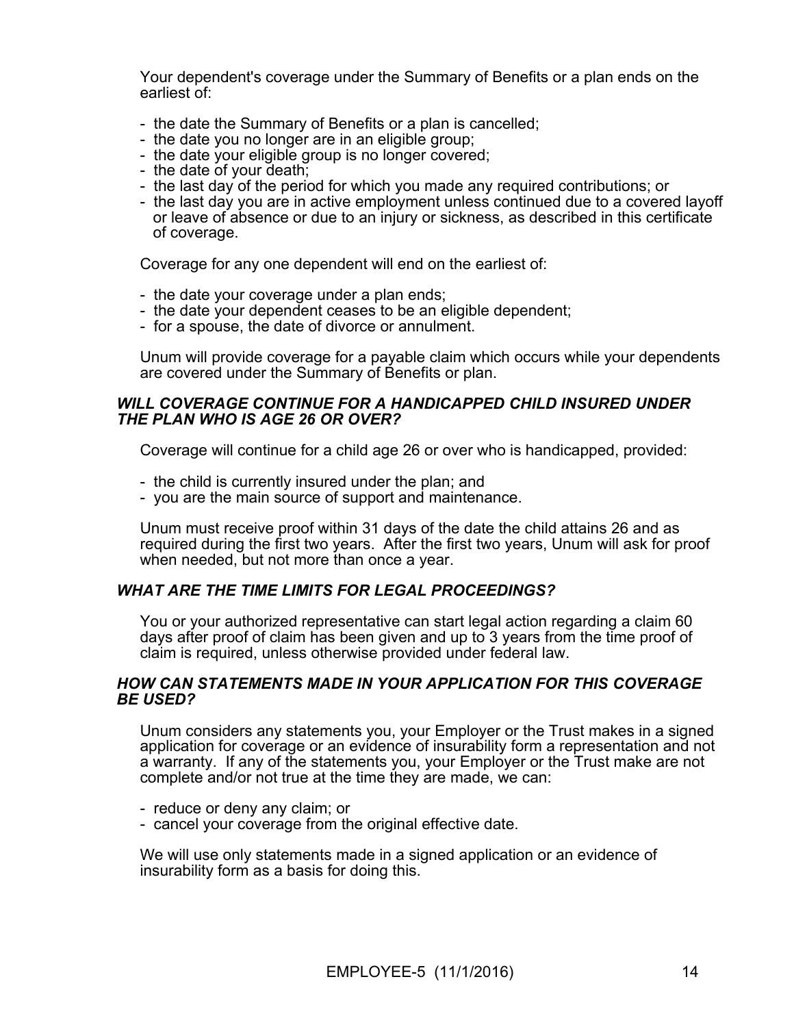Your dependent's coverage under the Summary of Benefits or a plan ends on the earliest of:

- the date the Summary of Benefits or a plan is cancelled;
- the date you no longer are in an eligible group;
- the date your eligible group is no longer covered;
- the date of your death;
- the last day of the period for which you made any required contributions; or
- the last day you are in active employment unless continued due to a covered layoff or leave of absence or due to an injury or sickness, as described in this certificate of coverage.

Coverage for any one dependent will end on the earliest of:

- the date your coverage under a plan ends;
- the date your dependent ceases to be an eligible dependent;
- for a spouse, the date of divorce or annulment.

Unum will provide coverage for a payable claim which occurs while your dependents are covered under the Summary of Benefits or plan.

### *WILL COVERAGE CONTINUE FOR A HANDICAPPED CHILD INSURED UNDER THE PLAN WHO IS AGE 26 OR OVER?*

Coverage will continue for a child age 26 or over who is handicapped, provided:

- the child is currently insured under the plan; and
- you are the main source of support and maintenance.

Unum must receive proof within 31 days of the date the child attains 26 and as required during the first two years. After the first two years, Unum will ask for proof when needed, but not more than once a year.

### *WHAT ARE THE TIME LIMITS FOR LEGAL PROCEEDINGS?*

You or your authorized representative can start legal action regarding a claim 60 days after proof of claim has been given and up to 3 years from the time proof of claim is required, unless otherwise provided under federal law.

### *HOW CAN STATEMENTS MADE IN YOUR APPLICATION FOR THIS COVERAGE BE USED?*

Unum considers any statements you, your Employer or the Trust makes in a signed application for coverage or an evidence of insurability form a representation and not a warranty. If any of the statements you, your Employer or the Trust make are not complete and/or not true at the time they are made, we can:

- reduce or deny any claim; or
- cancel your coverage from the original effective date.

We will use only statements made in a signed application or an evidence of insurability form as a basis for doing this.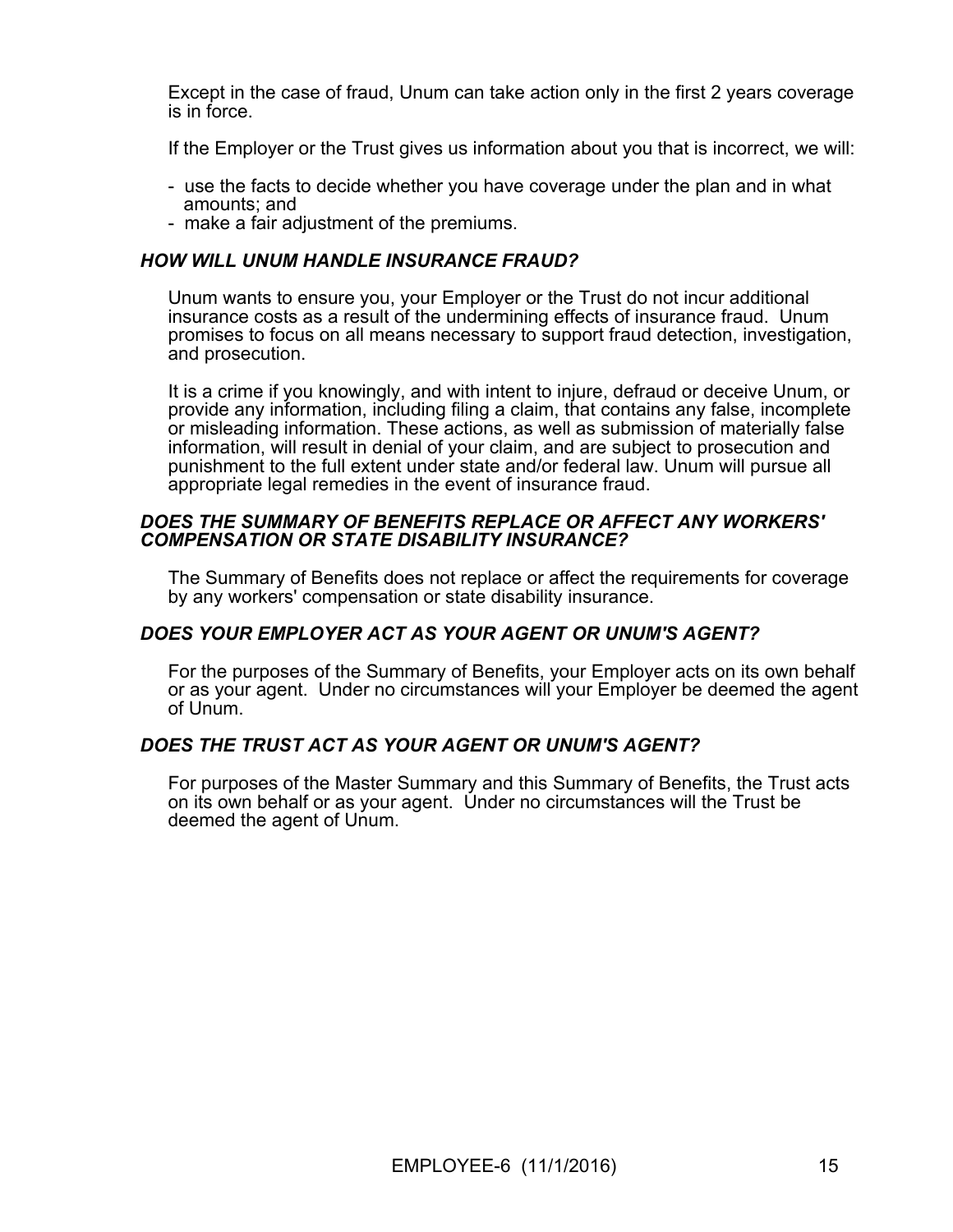Except in the case of fraud, Unum can take action only in the first 2 years coverage is in force.

If the Employer or the Trust gives us information about you that is incorrect, we will:

- use the facts to decide whether you have coverage under the plan and in what amounts; and
- make a fair adjustment of the premiums.

### *HOW WILL UNUM HANDLE INSURANCE FRAUD?*

Unum wants to ensure you, your Employer or the Trust do not incur additional insurance costs as a result of the undermining effects of insurance fraud. Unum promises to focus on all means necessary to support fraud detection, investigation, and prosecution.

It is a crime if you knowingly, and with intent to injure, defraud or deceive Unum, or provide any information, including filing a claim, that contains any false, incomplete or misleading information. These actions, as well as submission of materially false information, will result in denial of your claim, and are subject to prosecution and punishment to the full extent under state and/or federal law. Unum will pursue all appropriate legal remedies in the event of insurance fraud.

### *DOES THE SUMMARY OF BENEFITS REPLACE OR AFFECT ANY WORKERS' COMPENSATION OR STATE DISABILITY INSURANCE?*

The Summary of Benefits does not replace or affect the requirements for coverage by any workers' compensation or state disability insurance.

### *DOES YOUR EMPLOYER ACT AS YOUR AGENT OR UNUM'S AGENT?*

For the purposes of the Summary of Benefits, your Employer acts on its own behalf or as your agent. Under no circumstances will your Employer be deemed the agent of Unum.

### *DOES THE TRUST ACT AS YOUR AGENT OR UNUM'S AGENT?*

For purposes of the Master Summary and this Summary of Benefits, the Trust acts on its own behalf or as your agent. Under no circumstances will the Trust be deemed the agent of Unum.

EMPLOYEE-6 (11/1/2016)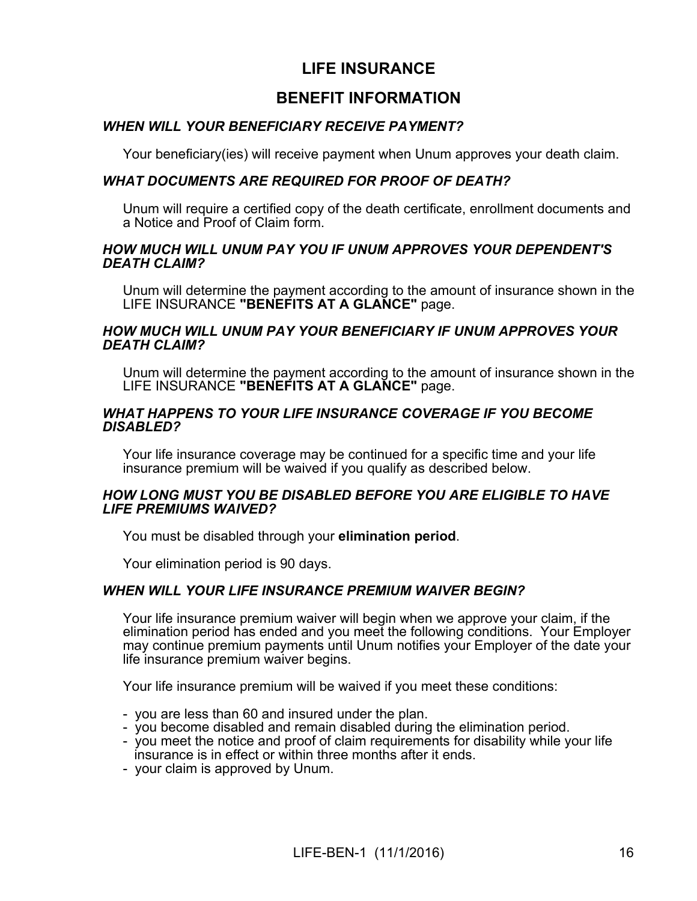# LIFE INSURANCE

## BENEFIT INFORMATION

### *WHEN WILL YOUR BENEFICIARY RECEIVE PAYMENT?*

Your beneficiary(ies) will receive payment when Unum approves your death claim.

### *WHAT DOCUMENTS ARE REQUIRED FOR PROOF OF DEATH?*

Unum will require a certified copy of the death certificate, enrollment documents and a Notice and Proof of Claim form.

### *HOW MUCH WILL UNUM PAY YOU IF UNUM APPROVES YOUR DEPENDENT'S DEATH CLAIM?*

Unum will determine the payment according to the amount of insurance shown in the LIFE INSURANCE **"BENEFITS AT A GLANCE"** page.

### *HOW MUCH WILL UNUM PAY YOUR BENEFICIARY IF UNUM APPROVES YOUR DEATH CLAIM?*

Unum will determine the payment according to the amount of insurance shown in the LIFE INSURANCE **"BENEFITS AT A GLANCE"** page.

### *WHAT HAPPENS TO YOUR LIFE INSURANCE COVERAGE IF YOU BECOME DISABLED?*

Your life insurance coverage may be continued for a specific time and your life insurance premium will be waived if you qualify as described below.

### *HOW LONG MUST YOU BE DISABLED BEFORE YOU ARE ELIGIBLE TO HAVE LIFE PREMIUMS WAIVED?*

You must be disabled through your **elimination period**.

Your elimination period is 90 days.

### *WHEN WILL YOUR LIFE INSURANCE PREMIUM WAIVER BEGIN?*

Your life insurance premium waiver will begin when we approve your claim, if the elimination period has ended and you meet the following conditions. Your Employer may continue premium payments until Unum notifies your Employer of the date your life insurance premium waiver begins.

Your life insurance premium will be waived if you meet these conditions:

- you are less than 60 and insured under the plan.
- you become disabled and remain disabled during the elimination period.
- you meet the notice and proof of claim requirements for disability while your life insurance is in effect or within three months after it ends.
- your claim is approved by Unum.

LIFE-BEN-1 (11/1/2016)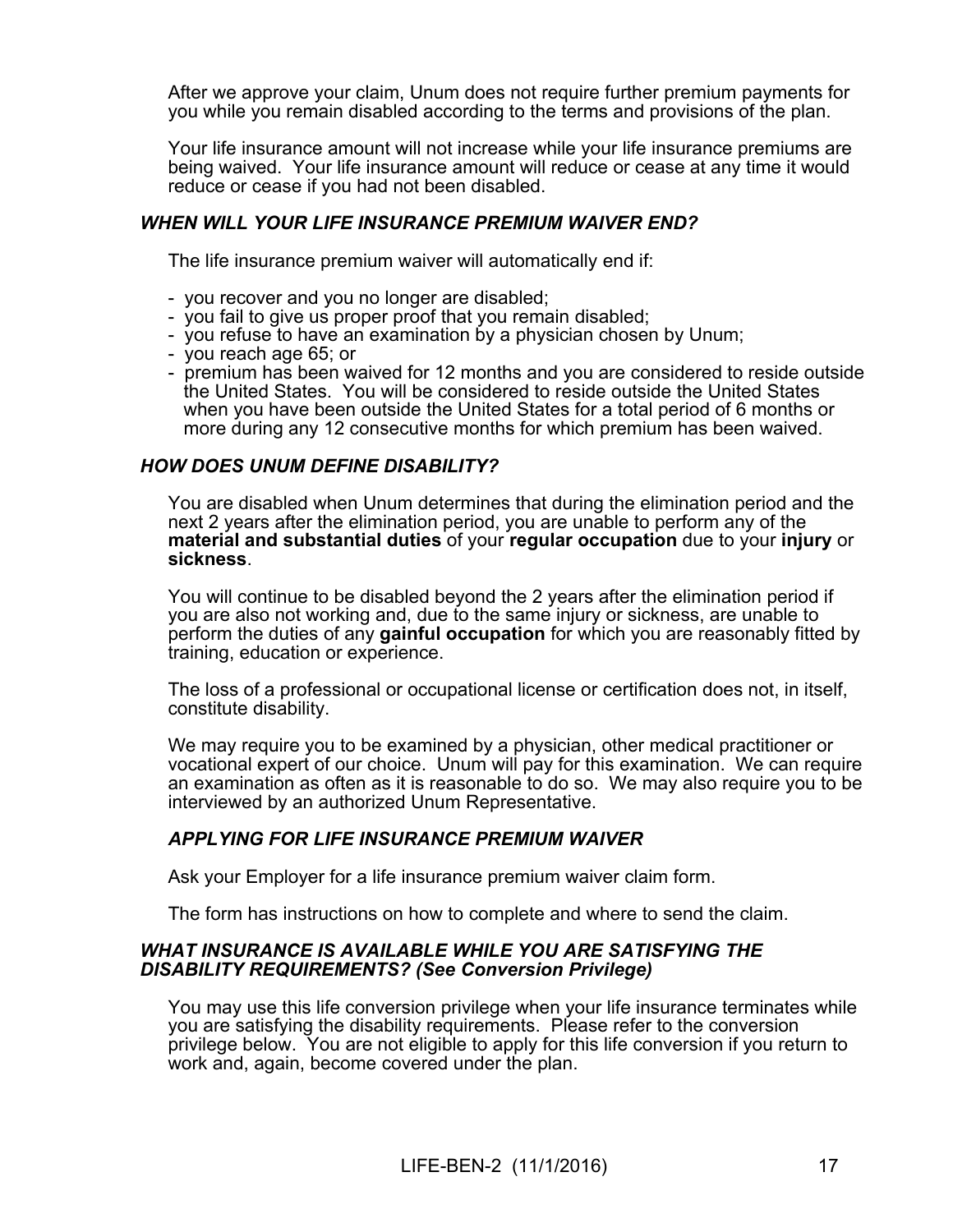After we approve your claim, Unum does not require further premium payments for you while you remain disabled according to the terms and provisions of the plan.

Your life insurance amount will not increase while your life insurance premiums are being waived. Your life insurance amount will reduce or cease at any time it would reduce or cease if you had not been disabled.

### *WHEN WILL YOUR LIFE INSURANCE PREMIUM WAIVER END?*

The life insurance premium waiver will automatically end if:

- you recover and you no longer are disabled;
- you fail to give us proper proof that you remain disabled;
- you refuse to have an examination by a physician chosen by Unum;
- you reach age 65; or
- premium has been waived for 12 months and you are considered to reside outside the United States. You will be considered to reside outside the United States when you have been outside the United States for a total period of 6 months or more during any 12 consecutive months for which premium has been waived.

### *HOW DOES UNUM DEFINE DISABILITY?*

You are disabled when Unum determines that during the elimination period and the next 2 years after the elimination period, you are unable to perform any of the **material and substantial duties** of your **regular occupation** due to your **injury** or **sickness**.

You will continue to be disabled beyond the 2 years after the elimination period if you are also not working and, due to the same injury or sickness, are unable to perform the duties of any **gainful occupation** for which you are reasonably fitted by training, education or experience.

The loss of a professional or occupational license or certification does not, in itself, constitute disability.

We may require you to be examined by a physician, other medical practitioner or vocational expert of our choice. Unum will pay for this examination. We can require an examination as often as it is reasonable to do so. We may also require you to be interviewed by an authorized Unum Representative.

### *APPLYING FOR LIFE INSURANCE PREMIUM WAIVER*

Ask your Employer for a life insurance premium waiver claim form.

The form has instructions on how to complete and where to send the claim.

### *WHAT INSURANCE IS AVAILABLE WHILE YOU ARE SATISFYING THE DISABILITY REQUIREMENTS? (See Conversion Privilege)*

You may use this life conversion privilege when your life insurance terminates while you are satisfying the disability requirements. Please refer to the conversion privilege below. You are not eligible to apply for this life conversion if you return to work and, again, become covered under the plan.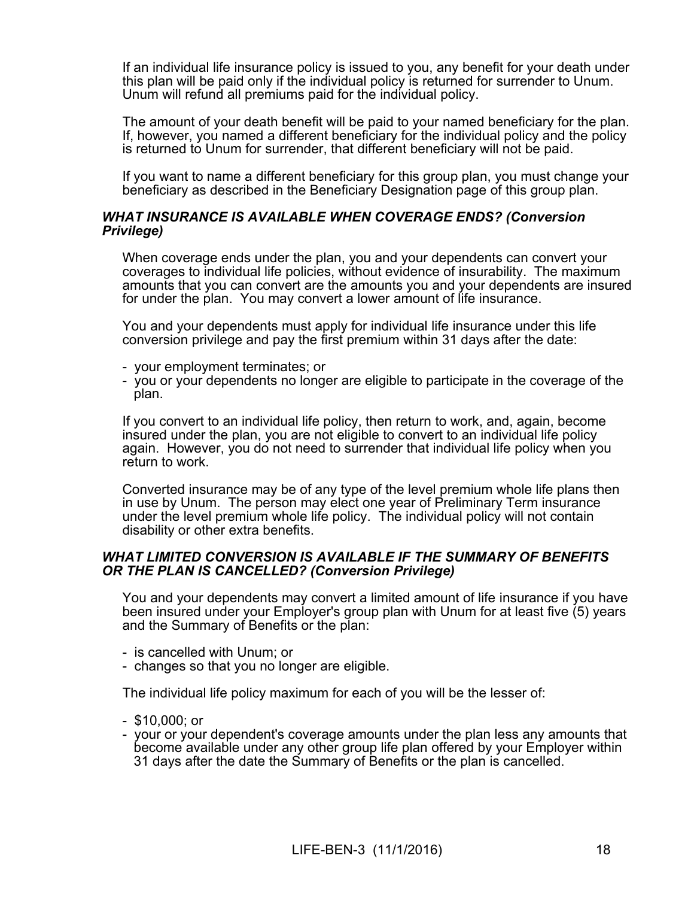If an individual life insurance policy is issued to you, any benefit for your death under this plan will be paid only if the individual policy is returned for surrender to Unum. Unum will refund all premiums paid for the individual policy.

The amount of your death benefit will be paid to your named beneficiary for the plan. If, however, you named a different beneficiary for the individual policy and the policy is returned to Unum for surrender, that different beneficiary will not be paid.

If you want to name a different beneficiary for this group plan, you must change your beneficiary as described in the Beneficiary Designation page of this group plan.

***WHAT INSURANCE IS AVAILABLE WHEN COVERAGE ENDS? (Conversion Privilege)***

When coverage ends under the plan, you and your dependents can convert your coverages to individual life policies, without evidence of insurability. The maximum amounts that you can convert are the amounts you and your dependents are insured for under the plan. You may convert a lower amount of life insurance.

You and your dependents must apply for individual life insurance under this life conversion privilege and pay the first premium within 31 days after the date:

- your employment terminates; or
- you or your dependents no longer are eligible to participate in the coverage of the plan.

If you convert to an individual life policy, then return to work, and, again, become insured under the plan, you are not eligible to convert to an individual life policy again. However, you do not need to surrender that individual life policy when you return to work.

Converted insurance may be of any type of the level premium whole life plans then in use by Unum. The person may elect one year of Preliminary Term insurance under the level premium whole life policy. The individual policy will not contain disability or other extra benefits.

***WHAT LIMITED CONVERSION IS AVAILABLE IF THE SUMMARY OF BENEFITS OR THE PLAN IS CANCELLED? (Conversion Privilege)***

You and your dependents may convert a limited amount of life insurance if you have been insured under your Employer's group plan with Unum for at least five (5) years and the Summary of Benefits or the plan:

- is cancelled with Unum; or
- changes so that you no longer are eligible.

The individual life policy maximum for each of you will be the lesser of:

- $10,000; or
- your or your dependent's coverage amounts under the plan less any amounts that become available under any other group life plan offered by your Employer within 31 days after the date the Summary of Benefits or the plan is cancelled.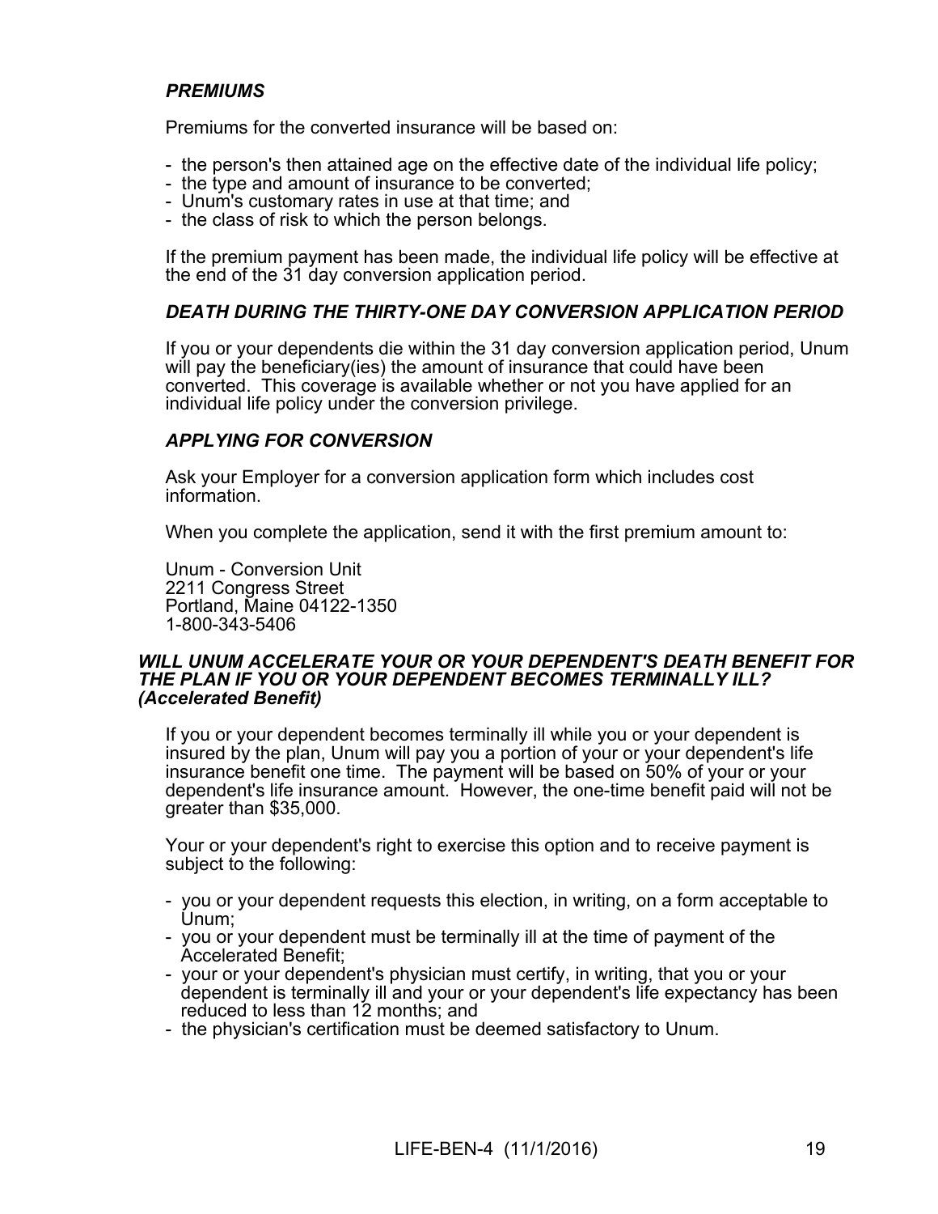***PREMIUMS***

Premiums for the converted insurance will be based on:

- the person's then attained age on the effective date of the individual life policy;
- the type and amount of insurance to be converted;
- Unum's customary rates in use at that time; and
- the class of risk to which the person belongs.

If the premium payment has been made, the individual life policy will be effective at the end of the 31 day conversion application period.

***DEATH DURING THE THIRTY-ONE DAY CONVERSION APPLICATION PERIOD***

If you or your dependents die within the 31 day conversion application period, Unum will pay the beneficiary(ies) the amount of insurance that could have been converted. This coverage is available whether or not you have applied for an individual life policy under the conversion privilege.

***APPLYING FOR CONVERSION***

Ask your Employer for a conversion application form which includes cost information.

When you complete the application, send it with the first premium amount to:

Unum - Conversion Unit
2211 Congress Street
Portland, Maine 04122-1350
1-800-343-5406

***WILL UNUM ACCELERATE YOUR OR YOUR DEPENDENT'S DEATH BENEFIT FOR THE PLAN IF YOU OR YOUR DEPENDENT BECOMES TERMINALLY ILL? (Accelerated Benefit)***

If you or your dependent becomes terminally ill while you or your dependent is insured by the plan, Unum will pay you a portion of your or your dependent's life insurance benefit one time. The payment will be based on 50% of your or your dependent's life insurance amount. However, the one-time benefit paid will not be greater than $35,000.

Your or your dependent's right to exercise this option and to receive payment is subject to the following:

- you or your dependent requests this election, in writing, on a form acceptable to Unum;
- you or your dependent must be terminally ill at the time of payment of the Accelerated Benefit;
- your or your dependent's physician must certify, in writing, that you or your dependent is terminally ill and your or your dependent's life expectancy has been reduced to less than 12 months; and
- the physician's certification must be deemed satisfactory to Unum.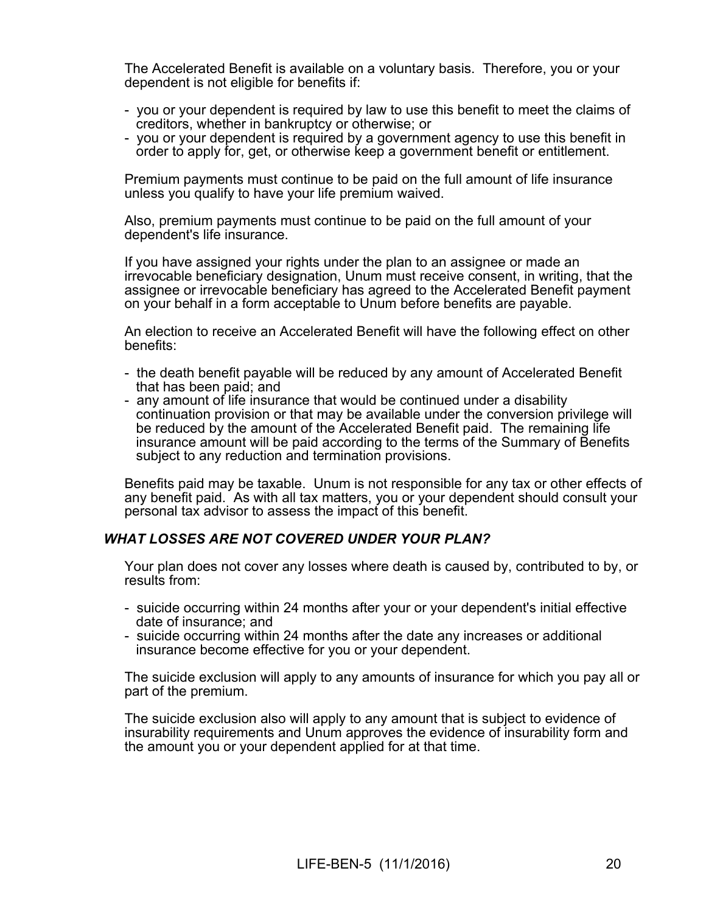The Accelerated Benefit is available on a voluntary basis. Therefore, you or your dependent is not eligible for benefits if:

- you or your dependent is required by law to use this benefit to meet the claims of creditors, whether in bankruptcy or otherwise; or
- you or your dependent is required by a government agency to use this benefit in order to apply for, get, or otherwise keep a government benefit or entitlement.

Premium payments must continue to be paid on the full amount of life insurance unless you qualify to have your life premium waived.

Also, premium payments must continue to be paid on the full amount of your dependent's life insurance.

If you have assigned your rights under the plan to an assignee or made an irrevocable beneficiary designation, Unum must receive consent, in writing, that the assignee or irrevocable beneficiary has agreed to the Accelerated Benefit payment on your behalf in a form acceptable to Unum before benefits are payable.

An election to receive an Accelerated Benefit will have the following effect on other benefits:

- the death benefit payable will be reduced by any amount of Accelerated Benefit that has been paid; and
- any amount of life insurance that would be continued under a disability continuation provision or that may be available under the conversion privilege will be reduced by the amount of the Accelerated Benefit paid. The remaining life insurance amount will be paid according to the terms of the Summary of Benefits subject to any reduction and termination provisions.

Benefits paid may be taxable. Unum is not responsible for any tax or other effects of any benefit paid. As with all tax matters, you or your dependent should consult your personal tax advisor to assess the impact of this benefit.

### *WHAT LOSSES ARE NOT COVERED UNDER YOUR PLAN?*

Your plan does not cover any losses where death is caused by, contributed to by, or results from:

- suicide occurring within 24 months after your or your dependent's initial effective date of insurance; and
- suicide occurring within 24 months after the date any increases or additional insurance become effective for you or your dependent.

The suicide exclusion will apply to any amounts of insurance for which you pay all or part of the premium.

The suicide exclusion also will apply to any amount that is subject to evidence of insurability requirements and Unum approves the evidence of insurability form and the amount you or your dependent applied for at that time.

LIFE-BEN-5 (11/1/2016)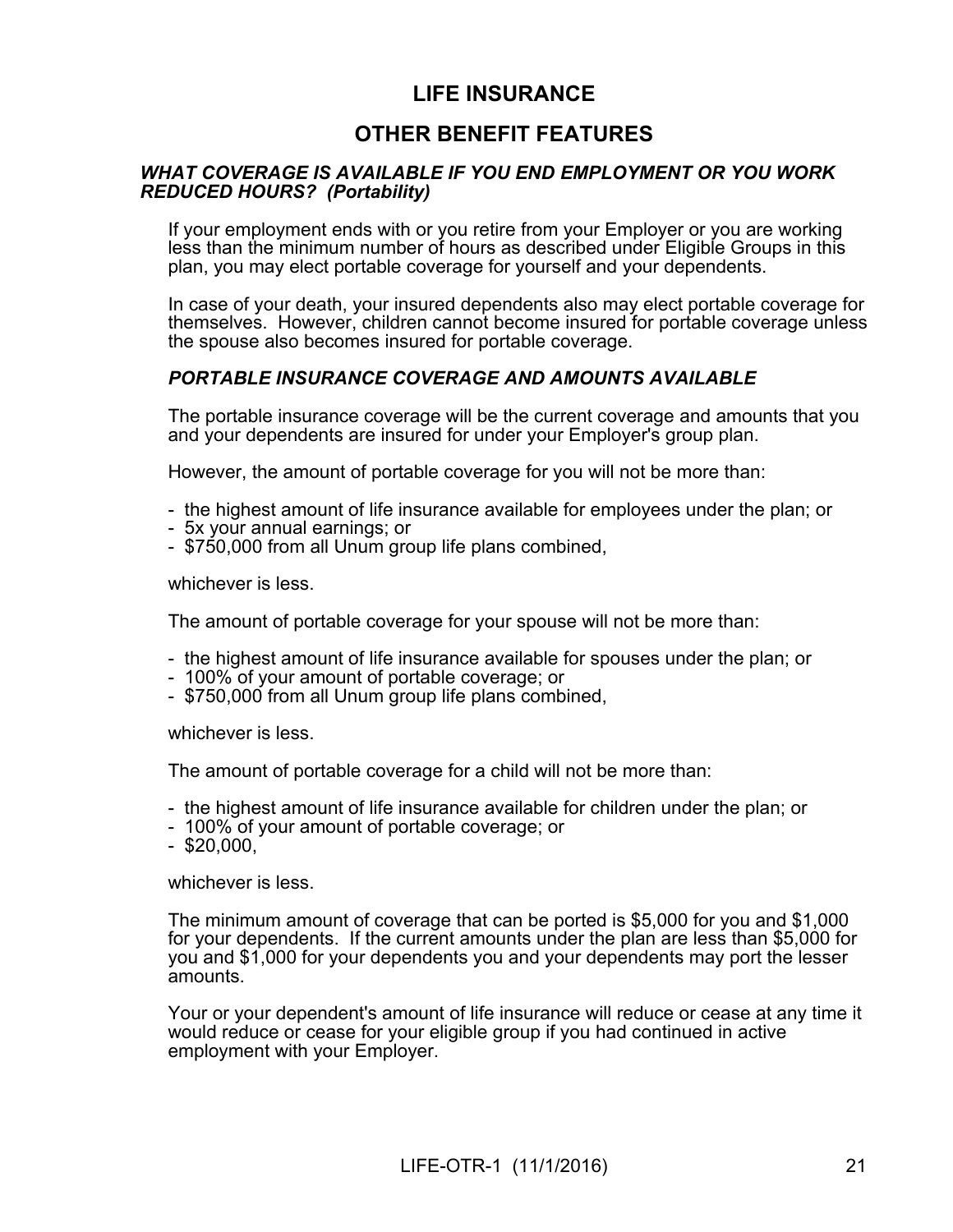# LIFE INSURANCE

## OTHER BENEFIT FEATURES

### *WHAT COVERAGE IS AVAILABLE IF YOU END EMPLOYMENT OR YOU WORK REDUCED HOURS? (Portability)*

If your employment ends with or you retire from your Employer or you are working less than the minimum number of hours as described under Eligible Groups in this plan, you may elect portable coverage for yourself and your dependents.

In case of your death, your insured dependents also may elect portable coverage for themselves. However, children cannot become insured for portable coverage unless the spouse also becomes insured for portable coverage.

### *PORTABLE INSURANCE COVERAGE AND AMOUNTS AVAILABLE*

The portable insurance coverage will be the current coverage and amounts that you and your dependents are insured for under your Employer's group plan.

However, the amount of portable coverage for you will not be more than:

- the highest amount of life insurance available for employees under the plan; or
- 5x your annual earnings; or
- $750,000 from all Unum group life plans combined,

whichever is less.

The amount of portable coverage for your spouse will not be more than:

- the highest amount of life insurance available for spouses under the plan; or
- 100% of your amount of portable coverage; or
- $750,000 from all Unum group life plans combined,

whichever is less.

The amount of portable coverage for a child will not be more than:

- the highest amount of life insurance available for children under the plan; or
- 100% of your amount of portable coverage; or
- $20,000,

whichever is less.

The minimum amount of coverage that can be ported is $5,000 for you and $1,000 for your dependents. If the current amounts under the plan are less than $5,000 for you and $1,000 for your dependents you and your dependents may port the lesser amounts.

Your or your dependent's amount of life insurance will reduce or cease at any time it would reduce or cease for your eligible group if you had continued in active employment with your Employer.

LIFE-OTR-1 (11/1/2016)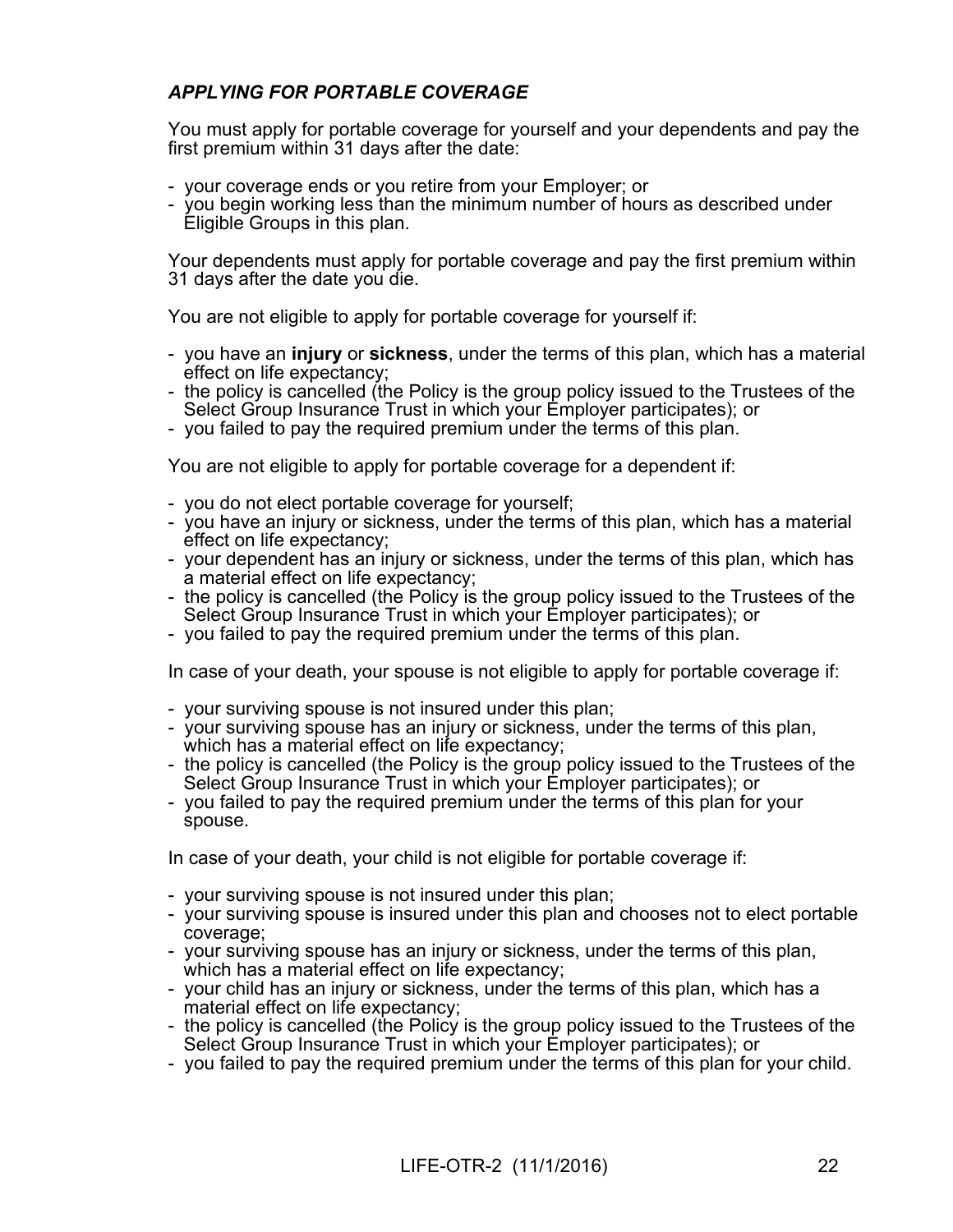### ***APPLYING FOR PORTABLE COVERAGE***

You must apply for portable coverage for yourself and your dependents and pay the first premium within 31 days after the date:

- your coverage ends or you retire from your Employer; or
- you begin working less than the minimum number of hours as described under Eligible Groups in this plan.

Your dependents must apply for portable coverage and pay the first premium within 31 days after the date you die.

You are not eligible to apply for portable coverage for yourself if:

- you have an **injury** or **sickness**, under the terms of this plan, which has a material effect on life expectancy;
- the policy is cancelled (the Policy is the group policy issued to the Trustees of the Select Group Insurance Trust in which your Employer participates); or
- you failed to pay the required premium under the terms of this plan.

You are not eligible to apply for portable coverage for a dependent if:

- you do not elect portable coverage for yourself;
- you have an injury or sickness, under the terms of this plan, which has a material effect on life expectancy;
- your dependent has an injury or sickness, under the terms of this plan, which has a material effect on life expectancy;
- the policy is cancelled (the Policy is the group policy issued to the Trustees of the Select Group Insurance Trust in which your Employer participates); or
- you failed to pay the required premium under the terms of this plan.

In case of your death, your spouse is not eligible to apply for portable coverage if:

- your surviving spouse is not insured under this plan;
- your surviving spouse has an injury or sickness, under the terms of this plan, which has a material effect on life expectancy;
- the policy is cancelled (the Policy is the group policy issued to the Trustees of the Select Group Insurance Trust in which your Employer participates); or
- you failed to pay the required premium under the terms of this plan for your spouse.

In case of your death, your child is not eligible for portable coverage if:

- your surviving spouse is not insured under this plan;
- your surviving spouse is insured under this plan and chooses not to elect portable coverage;
- your surviving spouse has an injury or sickness, under the terms of this plan, which has a material effect on life expectancy;
- your child has an injury or sickness, under the terms of this plan, which has a material effect on life expectancy;
- the policy is cancelled (the Policy is the group policy issued to the Trustees of the Select Group Insurance Trust in which your Employer participates); or
- you failed to pay the required premium under the terms of this plan for your child.

LIFE-OTR-2 (11/1/2016)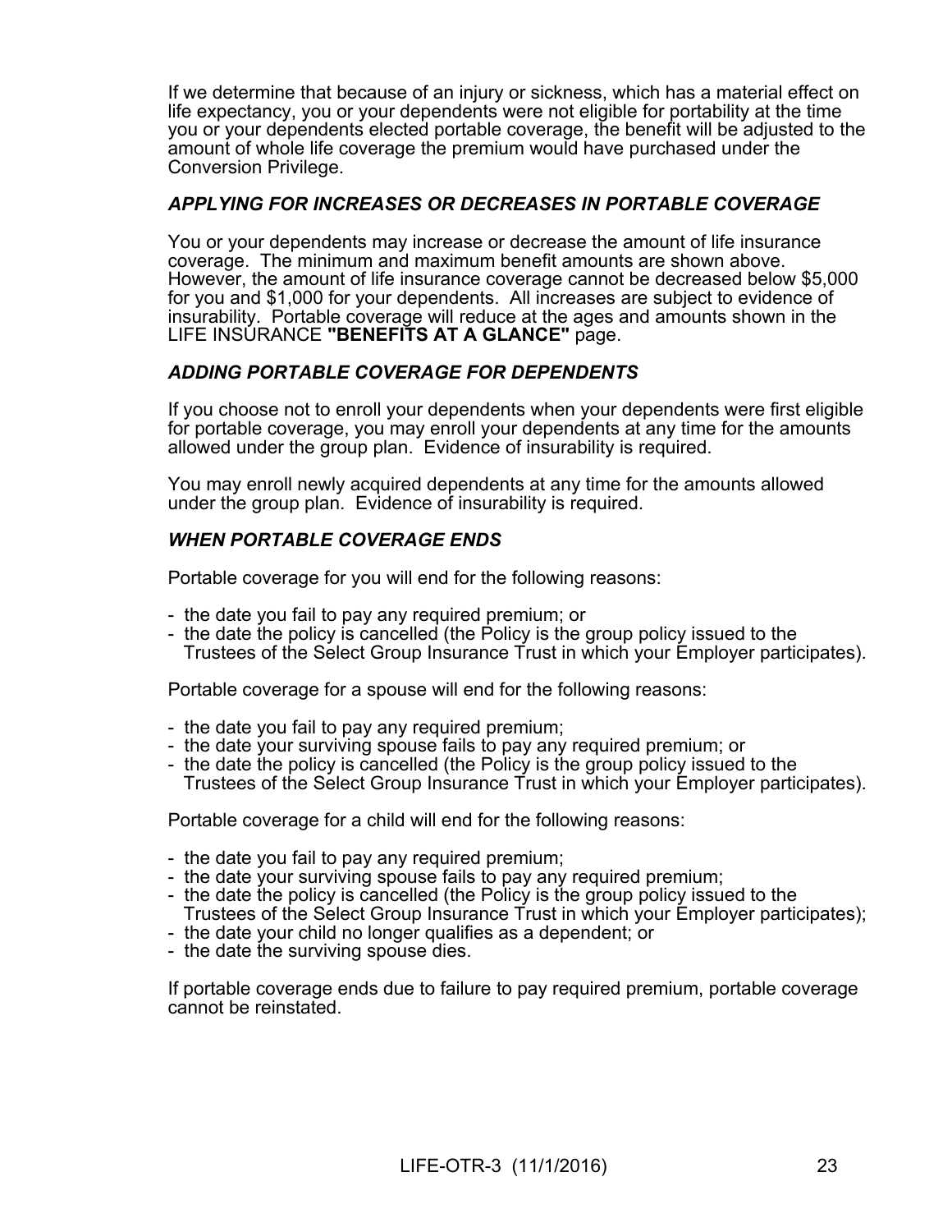If we determine that because of an injury or sickness, which has a material effect on life expectancy, you or your dependents were not eligible for portability at the time you or your dependents elected portable coverage, the benefit will be adjusted to the amount of whole life coverage the premium would have purchased under the Conversion Privilege.

### *APPLYING FOR INCREASES OR DECREASES IN PORTABLE COVERAGE*

You or your dependents may increase or decrease the amount of life insurance coverage. The minimum and maximum benefit amounts are shown above. However, the amount of life insurance coverage cannot be decreased below $5,000 for you and $1,000 for your dependents. All increases are subject to evidence of insurability. Portable coverage will reduce at the ages and amounts shown in the LIFE INSURANCE **"BENEFITS AT A GLANCE"** page.

### *ADDING PORTABLE COVERAGE FOR DEPENDENTS*

If you choose not to enroll your dependents when your dependents were first eligible for portable coverage, you may enroll your dependents at any time for the amounts allowed under the group plan. Evidence of insurability is required.

You may enroll newly acquired dependents at any time for the amounts allowed under the group plan. Evidence of insurability is required.

### *WHEN PORTABLE COVERAGE ENDS*

Portable coverage for you will end for the following reasons:

- the date you fail to pay any required premium; or
- the date the policy is cancelled (the Policy is the group policy issued to the Trustees of the Select Group Insurance Trust in which your Employer participates).

Portable coverage for a spouse will end for the following reasons:

- the date you fail to pay any required premium;
- the date your surviving spouse fails to pay any required premium; or
- the date the policy is cancelled (the Policy is the group policy issued to the Trustees of the Select Group Insurance Trust in which your Employer participates).

Portable coverage for a child will end for the following reasons:

- the date you fail to pay any required premium;
- the date your surviving spouse fails to pay any required premium;
- the date the policy is cancelled (the Policy is the group policy issued to the Trustees of the Select Group Insurance Trust in which your Employer participates);
- the date your child no longer qualifies as a dependent; or
- the date the surviving spouse dies.

If portable coverage ends due to failure to pay required premium, portable coverage cannot be reinstated.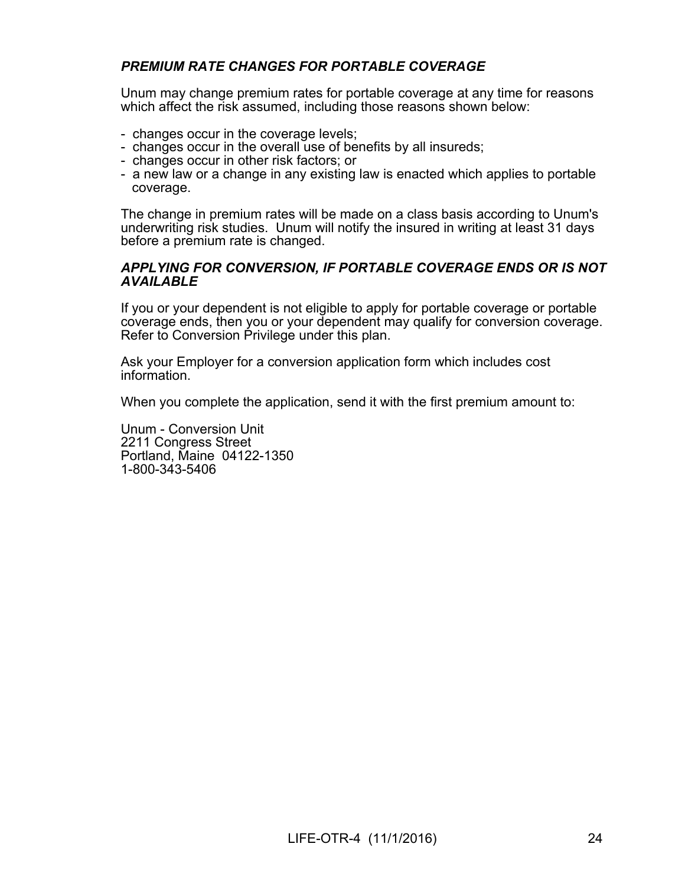***PREMIUM RATE CHANGES FOR PORTABLE COVERAGE***

Unum may change premium rates for portable coverage at any time for reasons which affect the risk assumed, including those reasons shown below:

- changes occur in the coverage levels;
- changes occur in the overall use of benefits by all insureds;
- changes occur in other risk factors; or
- a new law or a change in any existing law is enacted which applies to portable coverage.

The change in premium rates will be made on a class basis according to Unum's underwriting risk studies. Unum will notify the insured in writing at least 31 days before a premium rate is changed.

***APPLYING FOR CONVERSION, IF PORTABLE COVERAGE ENDS OR IS NOT AVAILABLE***

If you or your dependent is not eligible to apply for portable coverage or portable coverage ends, then you or your dependent may qualify for conversion coverage. Refer to Conversion Privilege under this plan.

Ask your Employer for a conversion application form which includes cost information.

When you complete the application, send it with the first premium amount to:

Unum - Conversion Unit
2211 Congress Street
Portland, Maine 04122-1350
1-800-343-5406

LIFE-OTR-4 (11/1/2016)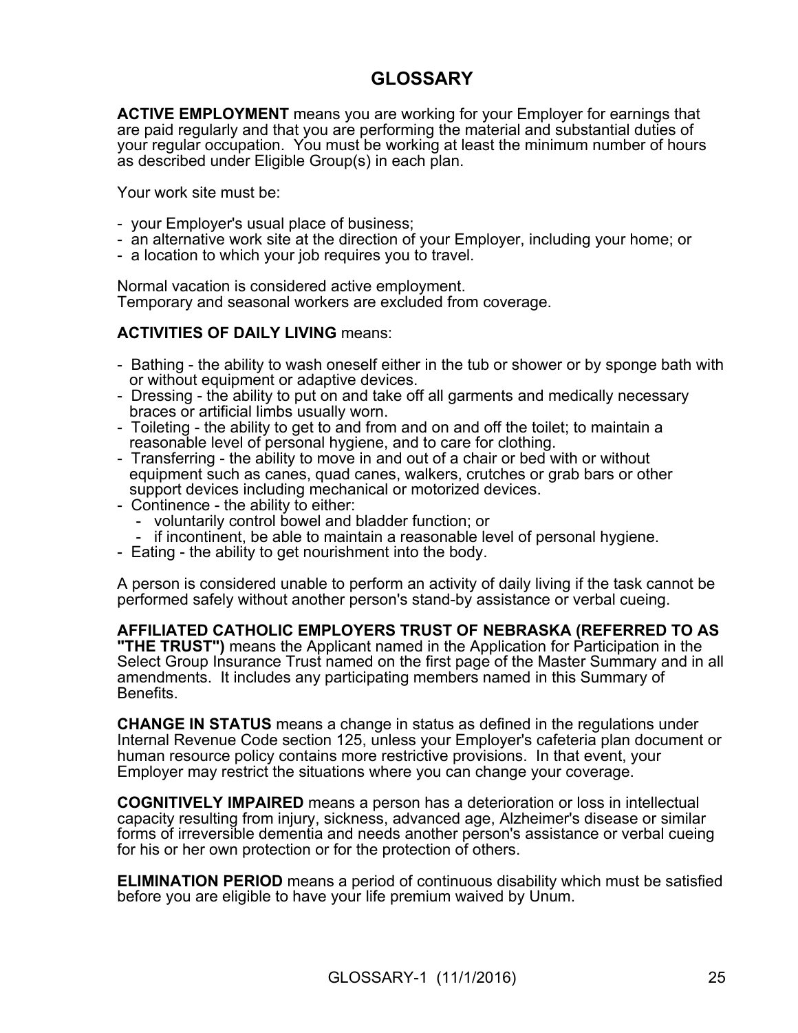# GLOSSARY

**ACTIVE EMPLOYMENT** means you are working for your Employer for earnings that are paid regularly and that you are performing the material and substantial duties of your regular occupation. You must be working at least the minimum number of hours as described under Eligible Group(s) in each plan.

Your work site must be:

- your Employer's usual place of business;
- an alternative work site at the direction of your Employer, including your home; or
- a location to which your job requires you to travel.

Normal vacation is considered active employment.
Temporary and seasonal workers are excluded from coverage.

**ACTIVITIES OF DAILY LIVING** means:

- Bathing - the ability to wash oneself either in the tub or shower or by sponge bath with or without equipment or adaptive devices.
- Dressing - the ability to put on and take off all garments and medically necessary braces or artificial limbs usually worn.
- Toileting - the ability to get to and from and on and off the toilet; to maintain a reasonable level of personal hygiene, and to care for clothing.
- Transferring - the ability to move in and out of a chair or bed with or without equipment such as canes, quad canes, walkers, crutches or grab bars or other support devices including mechanical or motorized devices.
- Continence - the ability to either:
  - voluntarily control bowel and bladder function; or
  - if incontinent, be able to maintain a reasonable level of personal hygiene.
- Eating - the ability to get nourishment into the body.

A person is considered unable to perform an activity of daily living if the task cannot be performed safely without another person's stand-by assistance or verbal cueing.

**AFFILIATED CATHOLIC EMPLOYERS TRUST OF NEBRASKA (REFERRED TO AS "THE TRUST")** means the Applicant named in the Application for Participation in the Select Group Insurance Trust named on the first page of the Master Summary and in all amendments. It includes any participating members named in this Summary of Benefits.

**CHANGE IN STATUS** means a change in status as defined in the regulations under Internal Revenue Code section 125, unless your Employer's cafeteria plan document or human resource policy contains more restrictive provisions. In that event, your Employer may restrict the situations where you can change your coverage.

**COGNITIVELY IMPAIRED** means a person has a deterioration or loss in intellectual capacity resulting from injury, sickness, advanced age, Alzheimer's disease or similar forms of irreversible dementia and needs another person's assistance or verbal cueing for his or her own protection or for the protection of others.

**ELIMINATION PERIOD** means a period of continuous disability which must be satisfied before you are eligible to have your life premium waived by Unum.

GLOSSARY-1 (11/1/2016)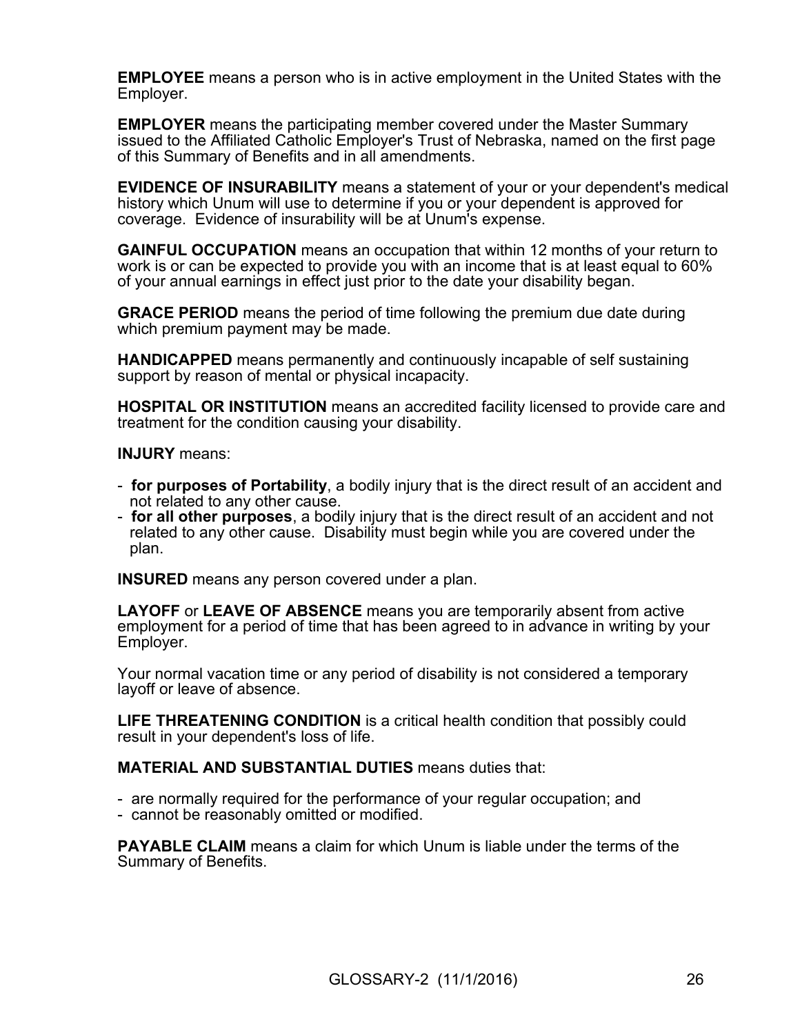**EMPLOYEE** means a person who is in active employment in the United States with the Employer.

**EMPLOYER** means the participating member covered under the Master Summary issued to the Affiliated Catholic Employer's Trust of Nebraska, named on the first page of this Summary of Benefits and in all amendments.

**EVIDENCE OF INSURABILITY** means a statement of your or your dependent's medical history which Unum will use to determine if you or your dependent is approved for coverage. Evidence of insurability will be at Unum's expense.

**GAINFUL OCCUPATION** means an occupation that within 12 months of your return to work is or can be expected to provide you with an income that is at least equal to 60% of your annual earnings in effect just prior to the date your disability began.

**GRACE PERIOD** means the period of time following the premium due date during which premium payment may be made.

**HANDICAPPED** means permanently and continuously incapable of self sustaining support by reason of mental or physical incapacity.

**HOSPITAL OR INSTITUTION** means an accredited facility licensed to provide care and treatment for the condition causing your disability.

**INJURY** means:

- **for purposes of Portability**, a bodily injury that is the direct result of an accident and not related to any other cause.
- **for all other purposes**, a bodily injury that is the direct result of an accident and not related to any other cause. Disability must begin while you are covered under the plan.

**INSURED** means any person covered under a plan.

**LAYOFF** or **LEAVE OF ABSENCE** means you are temporarily absent from active employment for a period of time that has been agreed to in advance in writing by your Employer.

Your normal vacation time or any period of disability is not considered a temporary layoff or leave of absence.

**LIFE THREATENING CONDITION** is a critical health condition that possibly could result in your dependent's loss of life.

**MATERIAL AND SUBSTANTIAL DUTIES** means duties that:

- are normally required for the performance of your regular occupation; and
- cannot be reasonably omitted or modified.

**PAYABLE CLAIM** means a claim for which Unum is liable under the terms of the Summary of Benefits.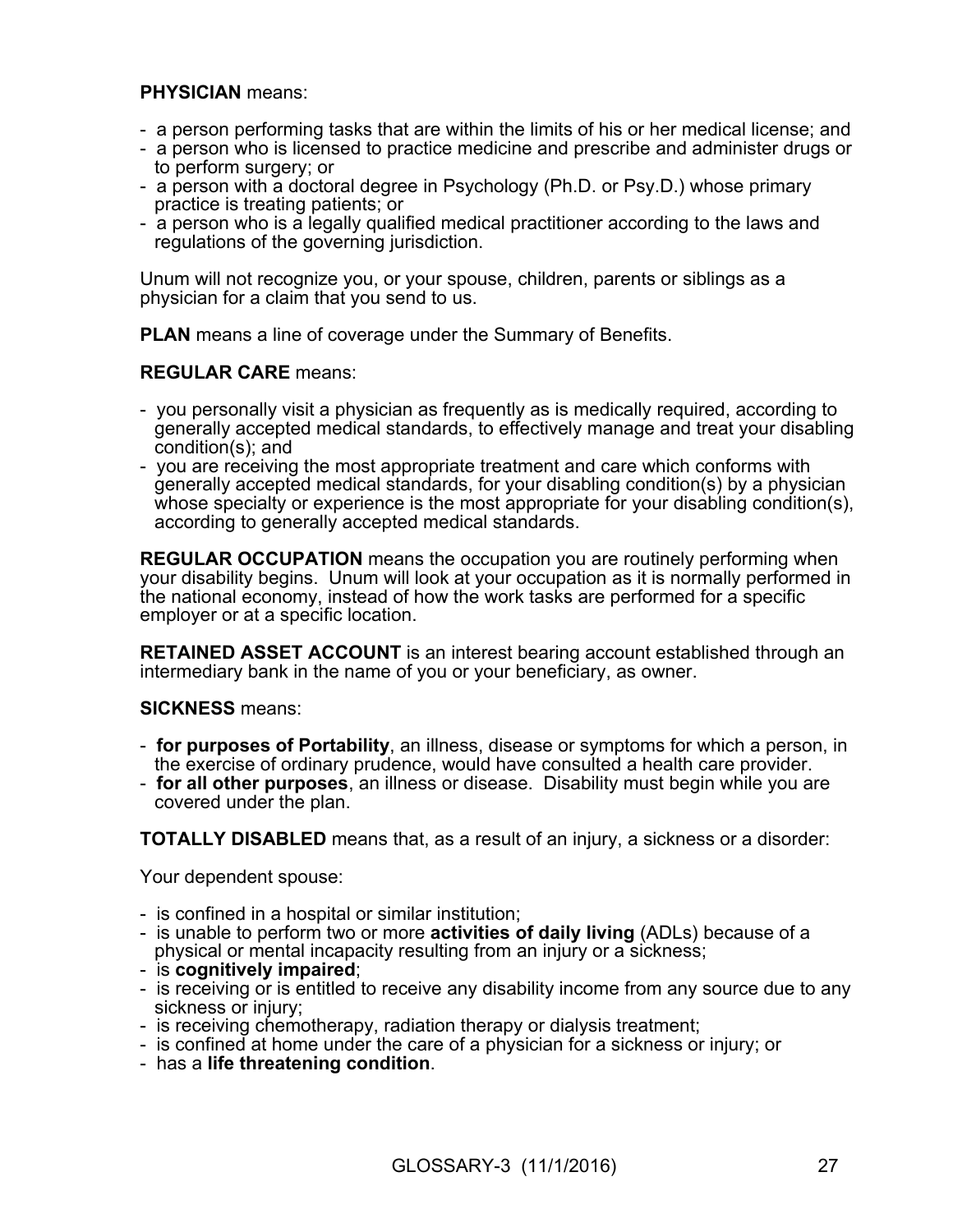**PHYSICIAN** means:

- a person performing tasks that are within the limits of his or her medical license; and
- a person who is licensed to practice medicine and prescribe and administer drugs or to perform surgery; or
- a person with a doctoral degree in Psychology (Ph.D. or Psy.D.) whose primary practice is treating patients; or
- a person who is a legally qualified medical practitioner according to the laws and regulations of the governing jurisdiction.

Unum will not recognize you, or your spouse, children, parents or siblings as a physician for a claim that you send to us.

**PLAN** means a line of coverage under the Summary of Benefits.

**REGULAR CARE** means:

- you personally visit a physician as frequently as is medically required, according to generally accepted medical standards, to effectively manage and treat your disabling condition(s); and
- you are receiving the most appropriate treatment and care which conforms with generally accepted medical standards, for your disabling condition(s) by a physician whose specialty or experience is the most appropriate for your disabling condition(s), according to generally accepted medical standards.

**REGULAR OCCUPATION** means the occupation you are routinely performing when your disability begins. Unum will look at your occupation as it is normally performed in the national economy, instead of how the work tasks are performed for a specific employer or at a specific location.

**RETAINED ASSET ACCOUNT** is an interest bearing account established through an intermediary bank in the name of you or your beneficiary, as owner.

**SICKNESS** means:

- **for purposes of Portability**, an illness, disease or symptoms for which a person, in the exercise of ordinary prudence, would have consulted a health care provider.
- **for all other purposes**, an illness or disease. Disability must begin while you are covered under the plan.

**TOTALLY DISABLED** means that, as a result of an injury, a sickness or a disorder:

Your dependent spouse:

- is confined in a hospital or similar institution;
- is unable to perform two or more **activities of daily living** (ADLs) because of a physical or mental incapacity resulting from an injury or a sickness;
- is **cognitively impaired**;
- is receiving or is entitled to receive any disability income from any source due to any sickness or injury;
- is receiving chemotherapy, radiation therapy or dialysis treatment;
- is confined at home under the care of a physician for a sickness or injury; or
- has a **life threatening condition**.

GLOSSARY-3 (11/1/2016)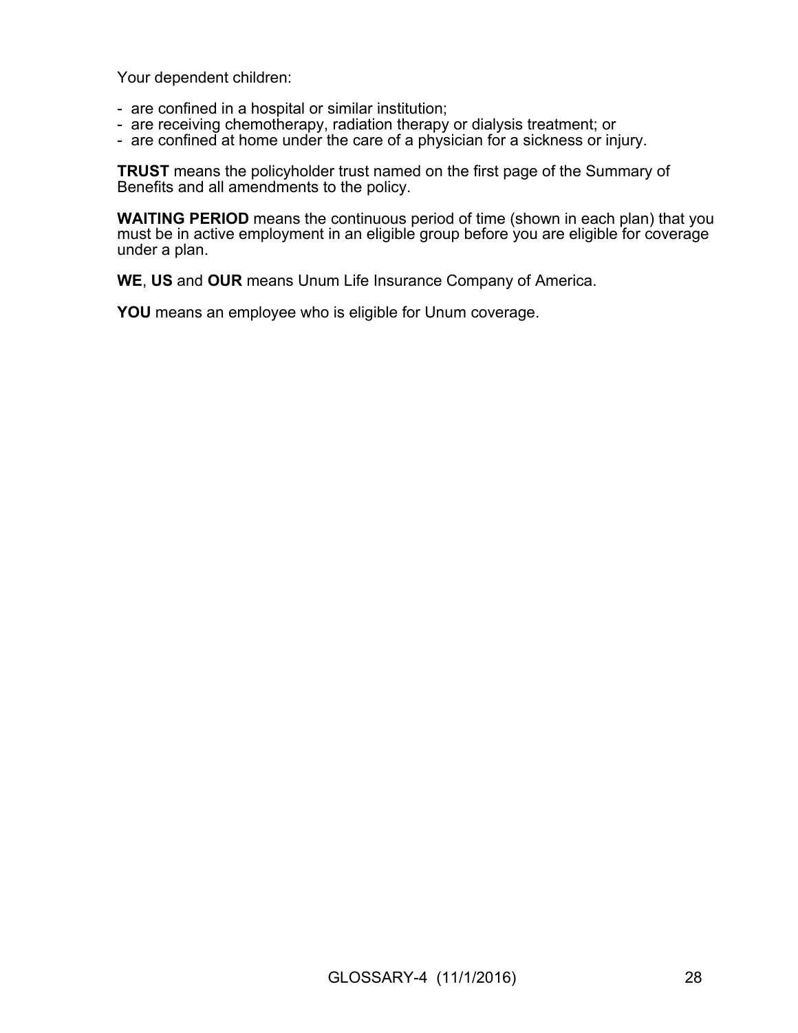Your dependent children:

- are confined in a hospital or similar institution;
- are receiving chemotherapy, radiation therapy or dialysis treatment; or
- are confined at home under the care of a physician for a sickness or injury.

**TRUST** means the policyholder trust named on the first page of the Summary of Benefits and all amendments to the policy.

**WAITING PERIOD** means the continuous period of time (shown in each plan) that you must be in active employment in an eligible group before you are eligible for coverage under a plan.

**WE**, **US** and **OUR** means Unum Life Insurance Company of America.

**YOU** means an employee who is eligible for Unum coverage.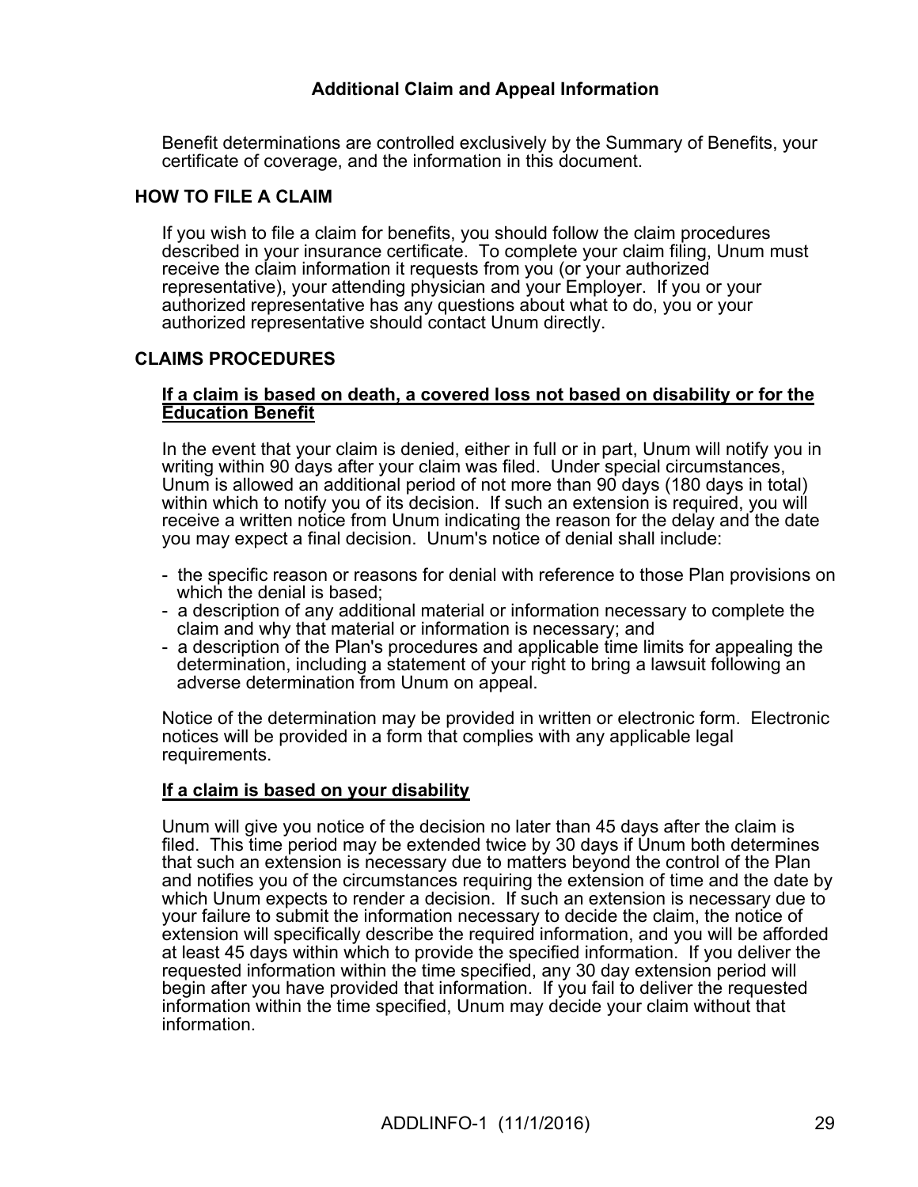## Additional Claim and Appeal Information

Benefit determinations are controlled exclusively by the Summary of Benefits, your certificate of coverage, and the information in this document.

### HOW TO FILE A CLAIM

If you wish to file a claim for benefits, you should follow the claim procedures described in your insurance certificate. To complete your claim filing, Unum must receive the claim information it requests from you (or your authorized representative), your attending physician and your Employer. If you or your authorized representative has any questions about what to do, you or your authorized representative should contact Unum directly.

### CLAIMS PROCEDURES

**If a claim is based on death, a covered loss not based on disability or for the Education Benefit**

In the event that your claim is denied, either in full or in part, Unum will notify you in writing within 90 days after your claim was filed. Under special circumstances, Unum is allowed an additional period of not more than 90 days (180 days in total) within which to notify you of its decision. If such an extension is required, you will receive a written notice from Unum indicating the reason for the delay and the date you may expect a final decision. Unum's notice of denial shall include:

- the specific reason or reasons for denial with reference to those Plan provisions on which the denial is based;
- a description of any additional material or information necessary to complete the claim and why that material or information is necessary; and
- a description of the Plan's procedures and applicable time limits for appealing the determination, including a statement of your right to bring a lawsuit following an adverse determination from Unum on appeal.

Notice of the determination may be provided in written or electronic form. Electronic notices will be provided in a form that complies with any applicable legal requirements.

**If a claim is based on your disability**

Unum will give you notice of the decision no later than 45 days after the claim is filed. This time period may be extended twice by 30 days if Unum both determines that such an extension is necessary due to matters beyond the control of the Plan and notifies you of the circumstances requiring the extension of time and the date by which Unum expects to render a decision. If such an extension is necessary due to your failure to submit the information necessary to decide the claim, the notice of extension will specifically describe the required information, and you will be afforded at least 45 days within which to provide the specified information. If you deliver the requested information within the time specified, any 30 day extension period will begin after you have provided that information. If you fail to deliver the requested information within the time specified, Unum may decide your claim without that information.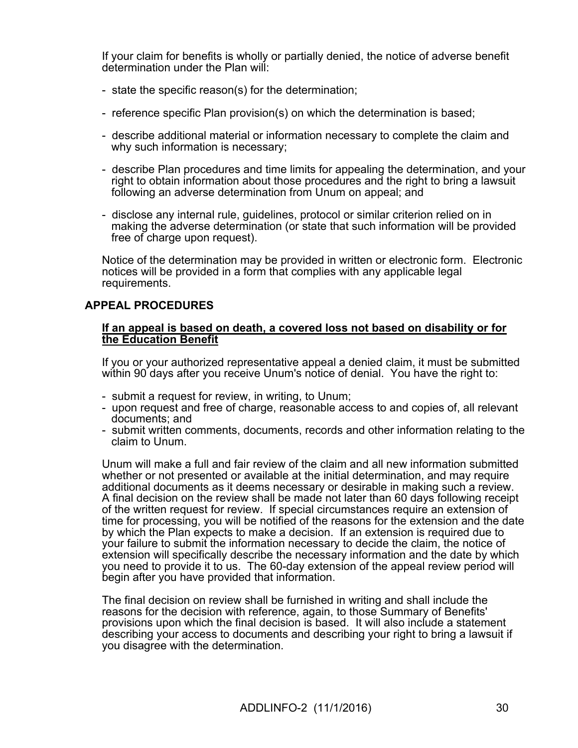If your claim for benefits is wholly or partially denied, the notice of adverse benefit determination under the Plan will:

- state the specific reason(s) for the determination;

- reference specific Plan provision(s) on which the determination is based;

- describe additional material or information necessary to complete the claim and why such information is necessary;

- describe Plan procedures and time limits for appealing the determination, and your right to obtain information about those procedures and the right to bring a lawsuit following an adverse determination from Unum on appeal; and

- disclose any internal rule, guidelines, protocol or similar criterion relied on in making the adverse determination (or state that such information will be provided free of charge upon request).

Notice of the determination may be provided in written or electronic form. Electronic notices will be provided in a form that complies with any applicable legal requirements.

## APPEAL PROCEDURES

### <u>If an appeal is based on death, a covered loss not based on disability or for the Education Benefit</u>

If you or your authorized representative appeal a denied claim, it must be submitted within 90 days after you receive Unum's notice of denial. You have the right to:

- submit a request for review, in writing, to Unum;
- upon request and free of charge, reasonable access to and copies of, all relevant documents; and
- submit written comments, documents, records and other information relating to the claim to Unum.

Unum will make a full and fair review of the claim and all new information submitted whether or not presented or available at the initial determination, and may require additional documents as it deems necessary or desirable in making such a review. A final decision on the review shall be made not later than 60 days following receipt of the written request for review. If special circumstances require an extension of time for processing, you will be notified of the reasons for the extension and the date by which the Plan expects to make a decision. If an extension is required due to your failure to submit the information necessary to decide the claim, the notice of extension will specifically describe the necessary information and the date by which you need to provide it to us. The 60-day extension of the appeal review period will begin after you have provided that information.

The final decision on review shall be furnished in writing and shall include the reasons for the decision with reference, again, to those Summary of Benefits' provisions upon which the final decision is based. It will also include a statement describing your access to documents and describing your right to bring a lawsuit if you disagree with the determination.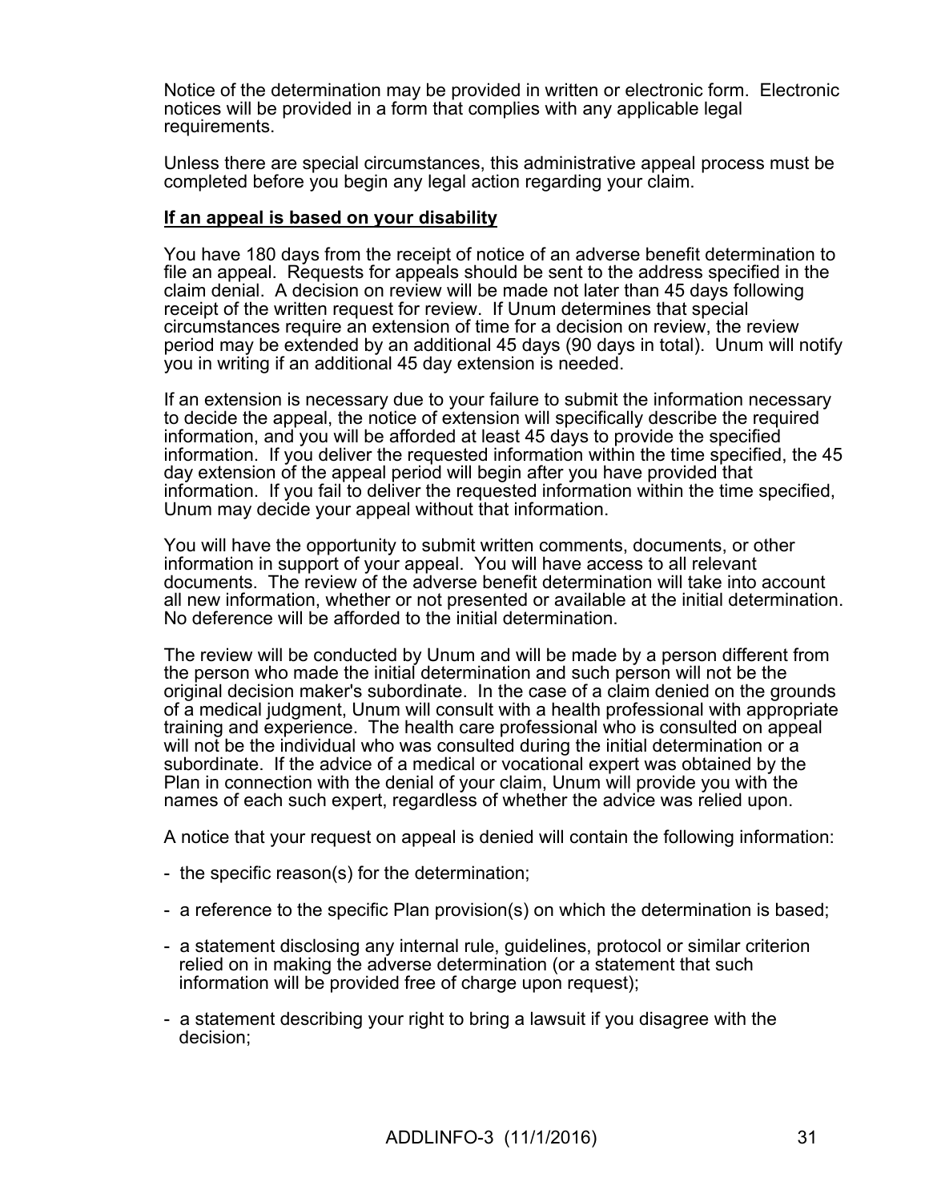Notice of the determination may be provided in written or electronic form. Electronic notices will be provided in a form that complies with any applicable legal requirements.

Unless there are special circumstances, this administrative appeal process must be completed before you begin any legal action regarding your claim.

**<u>If an appeal is based on your disability</u>**

You have 180 days from the receipt of notice of an adverse benefit determination to file an appeal. Requests for appeals should be sent to the address specified in the claim denial. A decision on review will be made not later than 45 days following receipt of the written request for review. If Unum determines that special circumstances require an extension of time for a decision on review, the review period may be extended by an additional 45 days (90 days in total). Unum will notify you in writing if an additional 45 day extension is needed.

If an extension is necessary due to your failure to submit the information necessary to decide the appeal, the notice of extension will specifically describe the required information, and you will be afforded at least 45 days to provide the specified information. If you deliver the requested information within the time specified, the 45 day extension of the appeal period will begin after you have provided that information. If you fail to deliver the requested information within the time specified, Unum may decide your appeal without that information.

You will have the opportunity to submit written comments, documents, or other information in support of your appeal. You will have access to all relevant documents. The review of the adverse benefit determination will take into account all new information, whether or not presented or available at the initial determination. No deference will be afforded to the initial determination.

The review will be conducted by Unum and will be made by a person different from the person who made the initial determination and such person will not be the original decision maker's subordinate. In the case of a claim denied on the grounds of a medical judgment, Unum will consult with a health professional with appropriate training and experience. The health care professional who is consulted on appeal will not be the individual who was consulted during the initial determination or a subordinate. If the advice of a medical or vocational expert was obtained by the Plan in connection with the denial of your claim, Unum will provide you with the names of each such expert, regardless of whether the advice was relied upon.

A notice that your request on appeal is denied will contain the following information:

- the specific reason(s) for the determination;

- a reference to the specific Plan provision(s) on which the determination is based;

- a statement disclosing any internal rule, guidelines, protocol or similar criterion relied on in making the adverse determination (or a statement that such information will be provided free of charge upon request);

- a statement describing your right to bring a lawsuit if you disagree with the decision;

ADDLINFO-3 (11/1/2016)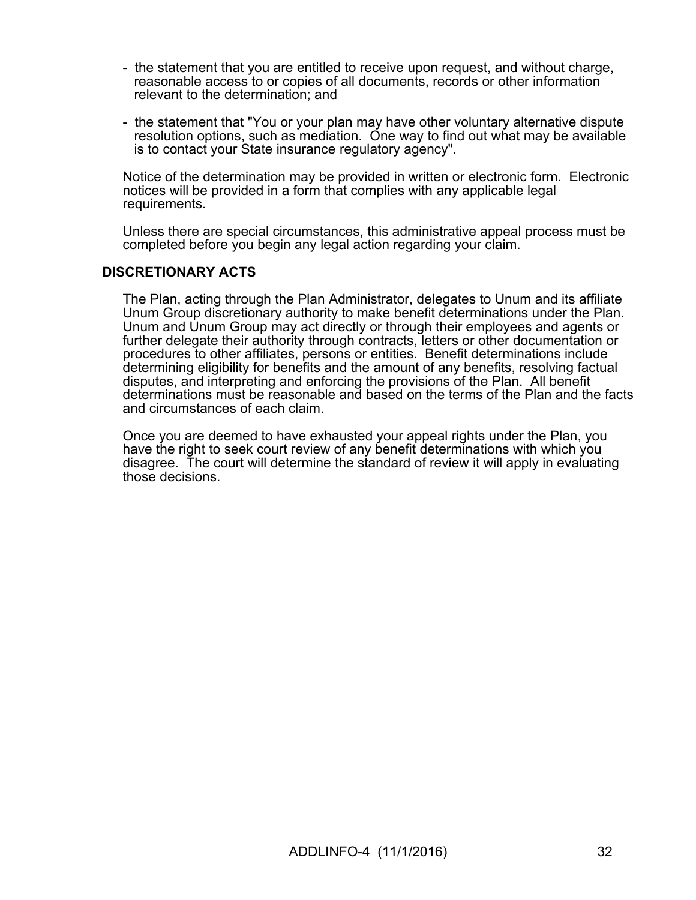- the statement that you are entitled to receive upon request, and without charge, reasonable access to or copies of all documents, records or other information relevant to the determination; and

- the statement that "You or your plan may have other voluntary alternative dispute resolution options, such as mediation. One way to find out what may be available is to contact your State insurance regulatory agency".

Notice of the determination may be provided in written or electronic form. Electronic notices will be provided in a form that complies with any applicable legal requirements.

Unless there are special circumstances, this administrative appeal process must be completed before you begin any legal action regarding your claim.

**DISCRETIONARY ACTS**

The Plan, acting through the Plan Administrator, delegates to Unum and its affiliate Unum Group discretionary authority to make benefit determinations under the Plan. Unum and Unum Group may act directly or through their employees and agents or further delegate their authority through contracts, letters or other documentation or procedures to other affiliates, persons or entities. Benefit determinations include determining eligibility for benefits and the amount of any benefits, resolving factual disputes, and interpreting and enforcing the provisions of the Plan. All benefit determinations must be reasonable and based on the terms of the Plan and the facts and circumstances of each claim.

Once you are deemed to have exhausted your appeal rights under the Plan, you have the right to seek court review of any benefit determinations with which you disagree. The court will determine the standard of review it will apply in evaluating those decisions.

ADDLINFO-4 (11/1/2016)